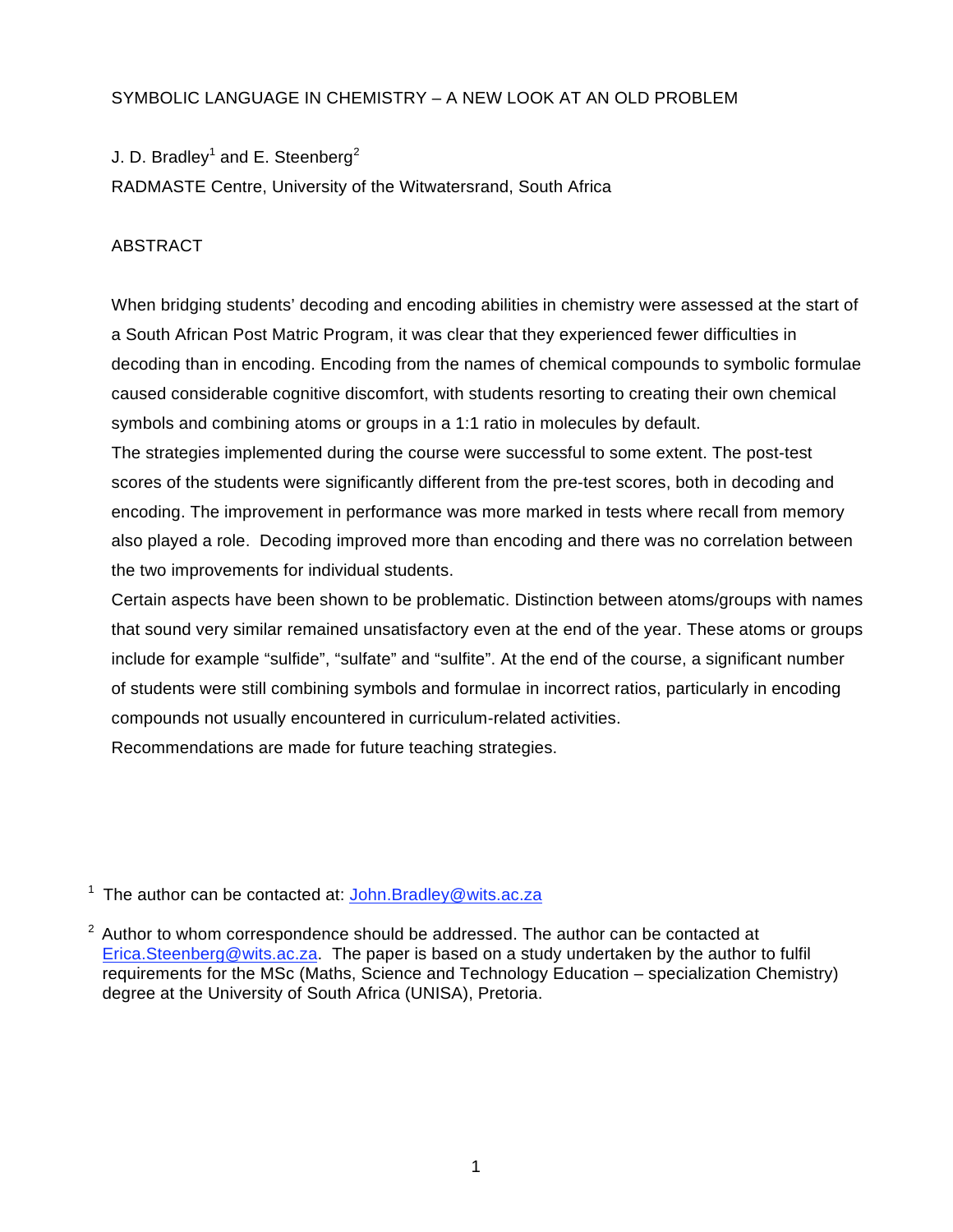# SYMBOLIC LANGUAGE IN CHEMISTRY – A NEW LOOK AT AN OLD PROBLEM

J. D. Bradley[1] and E. Steenberg[2]

RADMASTE Centre, University of the Witwatersrand, South Africa

## ABSTRACT

When bridging students' decoding and encoding abilities in chemistry were assessed at the start of a South African Post Matric Program, it was clear that they experienced fewer difficulties in decoding than in encoding. Encoding from the names of chemical compounds to symbolic formulae caused considerable cognitive discomfort, with students resorting to creating their own chemical symbols and combining atoms or groups in a 1:1 ratio in molecules by default.

The strategies implemented during the course were successful to some extent. The post-test scores of the students were significantly different from the pre-test scores, both in decoding and encoding. The improvement in performance was more marked in tests where recall from memory also played a role. Decoding improved more than encoding and there was no correlation between the two improvements for individual students.

Certain aspects have been shown to be problematic. Distinction between atoms/groups with names that sound very similar remained unsatisfactory even at the end of the year. These atoms or groups include for example "sulfide", "sulfate" and "sulfite". At the end of the course, a significant number of students were still combining symbols and formulae in incorrect ratios, particularly in encoding compounds not usually encountered in curriculum-related activities.

Recommendations are made for future teaching strategies.

[1] The author can be contacted at: John.Bradley@wits.ac.za

[2] Author to whom correspondence should be addressed. The author can be contacted at Erica.Steenberg@wits.ac.za. The paper is based on a study undertaken by the author to fulfil requirements for the MSc (Maths, Science and Technology Education – specialization Chemistry) degree at the University of South Africa (UNISA), Pretoria.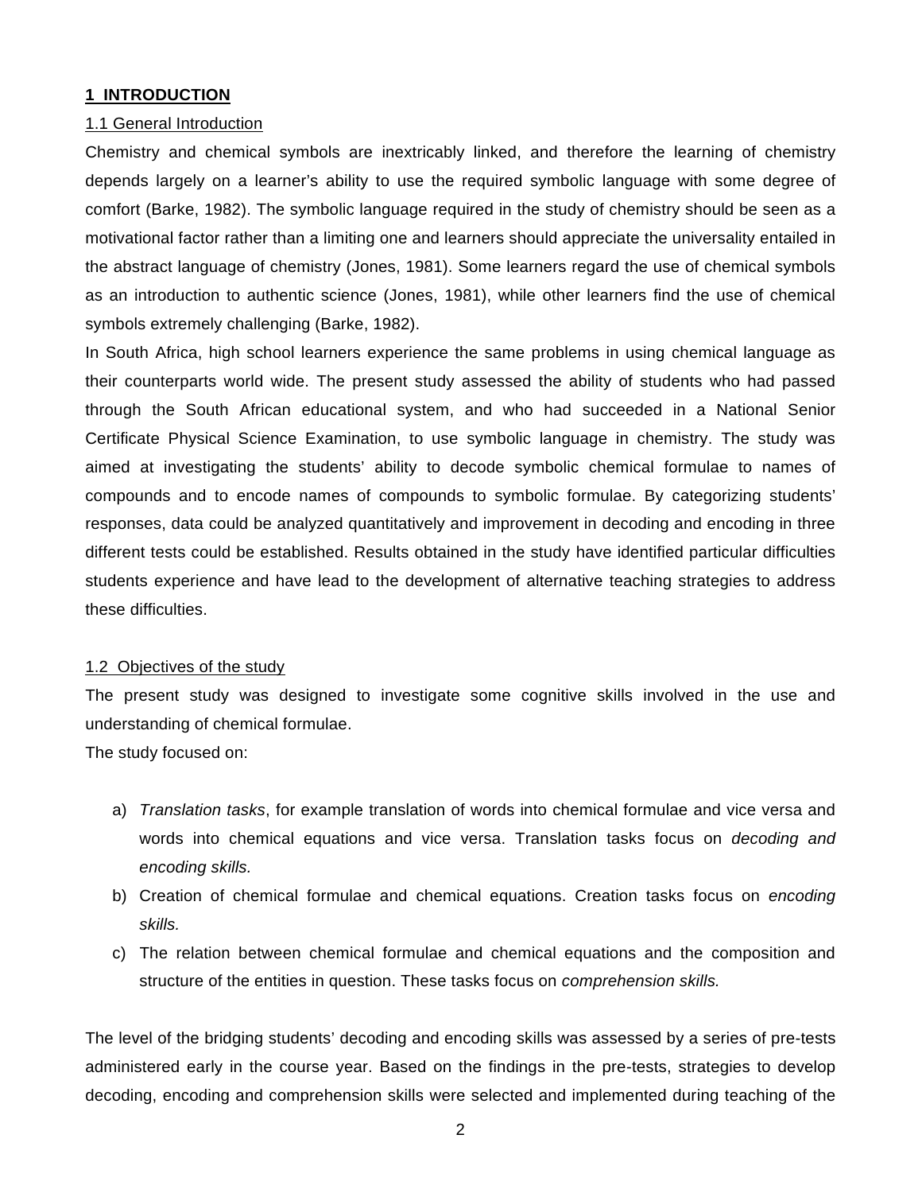# 1 INTRODUCTION

## 1.1 General Introduction

Chemistry and chemical symbols are inextricably linked, and therefore the learning of chemistry depends largely on a learner's ability to use the required symbolic language with some degree of comfort (Barke, 1982). The symbolic language required in the study of chemistry should be seen as a motivational factor rather than a limiting one and learners should appreciate the universality entailed in the abstract language of chemistry (Jones, 1981). Some learners regard the use of chemical symbols as an introduction to authentic science (Jones, 1981), while other learners find the use of chemical symbols extremely challenging (Barke, 1982).

In South Africa, high school learners experience the same problems in using chemical language as their counterparts world wide. The present study assessed the ability of students who had passed through the South African educational system, and who had succeeded in a National Senior Certificate Physical Science Examination, to use symbolic language in chemistry. The study was aimed at investigating the students' ability to decode symbolic chemical formulae to names of compounds and to encode names of compounds to symbolic formulae. By categorizing students' responses, data could be analyzed quantitatively and improvement in decoding and encoding in three different tests could be established. Results obtained in the study have identified particular difficulties students experience and have lead to the development of alternative teaching strategies to address these difficulties.

## 1.2 Objectives of the study

The present study was designed to investigate some cognitive skills involved in the use and understanding of chemical formulae.

The study focused on:

a) *Translation tasks*, for example translation of words into chemical formulae and vice versa and words into chemical equations and vice versa. Translation tasks focus on *decoding and encoding skills.*
b) Creation of chemical formulae and chemical equations. Creation tasks focus on *encoding skills.*
c) The relation between chemical formulae and chemical equations and the composition and structure of the entities in question. These tasks focus on *comprehension skills.*

The level of the bridging students' decoding and encoding skills was assessed by a series of pre-tests administered early in the course year. Based on the findings in the pre-tests, strategies to develop decoding, encoding and comprehension skills were selected and implemented during teaching of the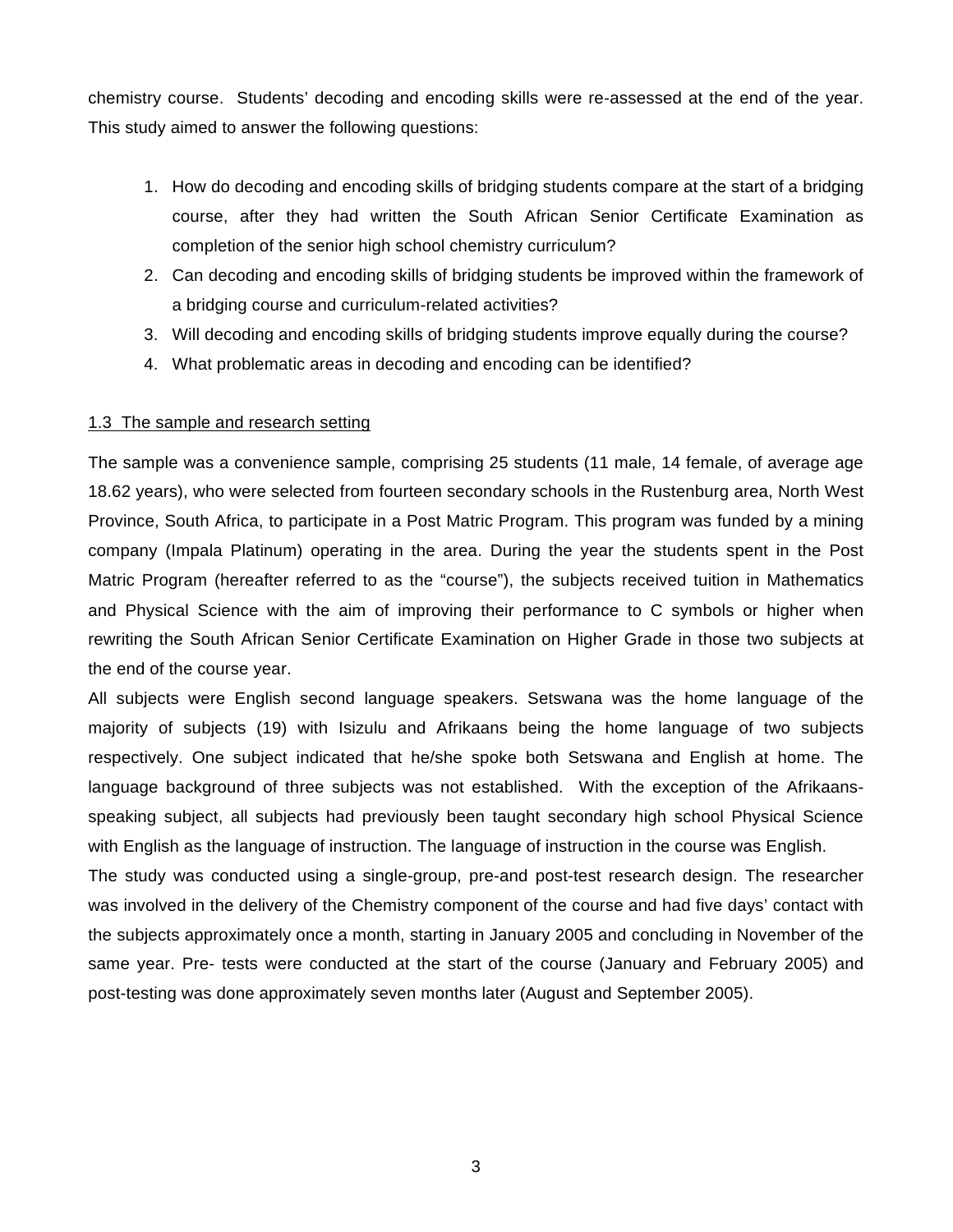chemistry course. Students' decoding and encoding skills were re-assessed at the end of the year. This study aimed to answer the following questions:

1. How do decoding and encoding skills of bridging students compare at the start of a bridging course, after they had written the South African Senior Certificate Examination as completion of the senior high school chemistry curriculum?
2. Can decoding and encoding skills of bridging students be improved within the framework of a bridging course and curriculum-related activities?
3. Will decoding and encoding skills of bridging students improve equally during the course?
4. What problematic areas in decoding and encoding can be identified?

## 1.3 The sample and research setting

The sample was a convenience sample, comprising 25 students (11 male, 14 female, of average age 18.62 years), who were selected from fourteen secondary schools in the Rustenburg area, North West Province, South Africa, to participate in a Post Matric Program. This program was funded by a mining company (Impala Platinum) operating in the area. During the year the students spent in the Post Matric Program (hereafter referred to as the "course"), the subjects received tuition in Mathematics and Physical Science with the aim of improving their performance to C symbols or higher when rewriting the South African Senior Certificate Examination on Higher Grade in those two subjects at the end of the course year.

All subjects were English second language speakers. Setswana was the home language of the majority of subjects (19) with Isizulu and Afrikaans being the home language of two subjects respectively. One subject indicated that he/she spoke both Setswana and English at home. The language background of three subjects was not established. With the exception of the Afrikaans-speaking subject, all subjects had previously been taught secondary high school Physical Science with English as the language of instruction. The language of instruction in the course was English.

The study was conducted using a single-group, pre-and post-test research design. The researcher was involved in the delivery of the Chemistry component of the course and had five days' contact with the subjects approximately once a month, starting in January 2005 and concluding in November of the same year. Pre- tests were conducted at the start of the course (January and February 2005) and post-testing was done approximately seven months later (August and September 2005).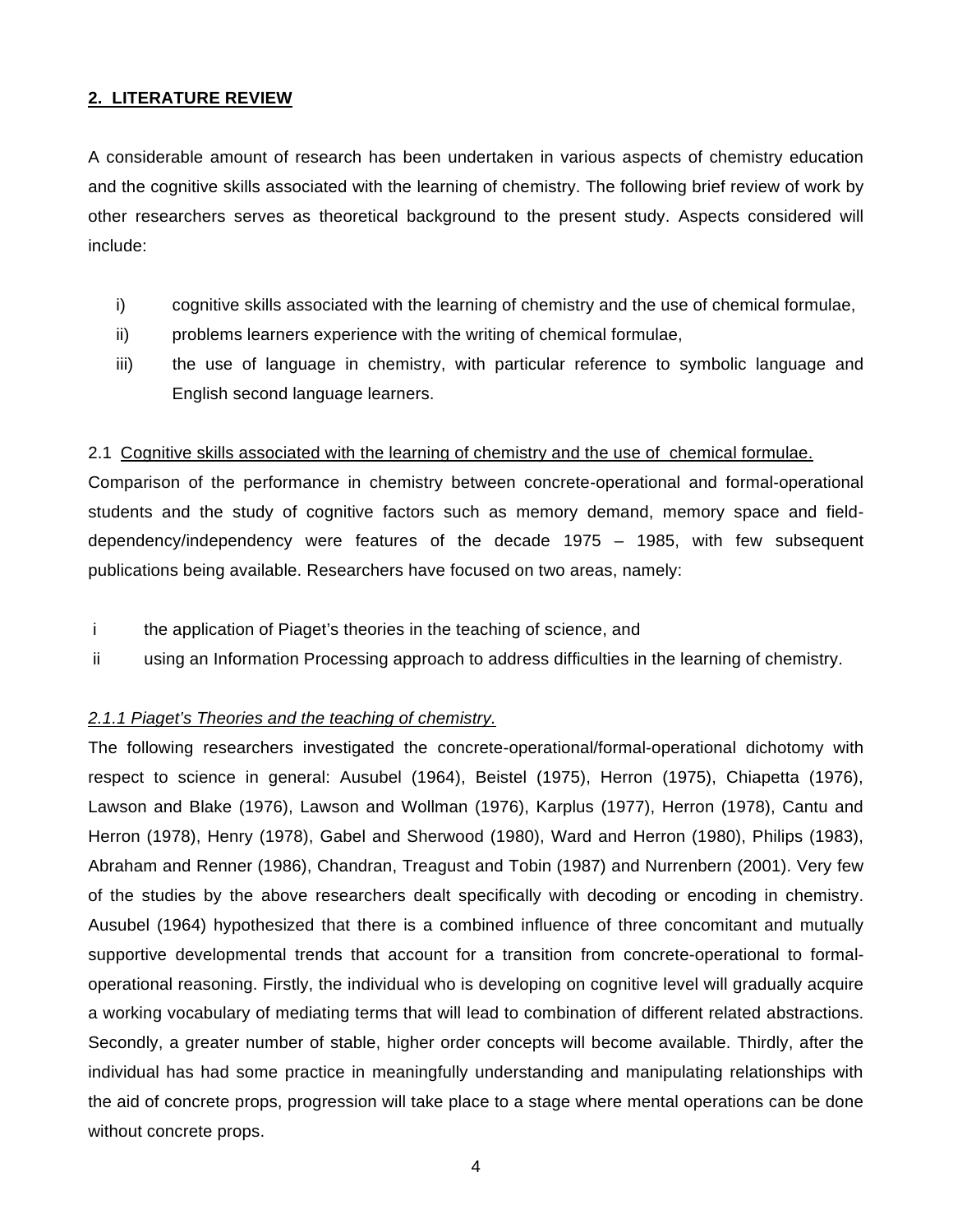## 2. LITERATURE REVIEW

A considerable amount of research has been undertaken in various aspects of chemistry education and the cognitive skills associated with the learning of chemistry. The following brief review of work by other researchers serves as theoretical background to the present study. Aspects considered will include:

- i) cognitive skills associated with the learning of chemistry and the use of chemical formulae,
- ii) problems learners experience with the writing of chemical formulae,
- iii) the use of language in chemistry, with particular reference to symbolic language and English second language learners.

### 2.1 Cognitive skills associated with the learning of chemistry and the use of chemical formulae.

Comparison of the performance in chemistry between concrete-operational and formal-operational students and the study of cognitive factors such as memory demand, memory space and field-dependency/independency were features of the decade 1975 – 1985, with few subsequent publications being available. Researchers have focused on two areas, namely:

- i the application of Piaget's theories in the teaching of science, and
- ii using an Information Processing approach to address difficulties in the learning of chemistry.

#### *2.1.1 Piaget's Theories and the teaching of chemistry.*

The following researchers investigated the concrete-operational/formal-operational dichotomy with respect to science in general: Ausubel (1964), Beistel (1975), Herron (1975), Chiapetta (1976), Lawson and Blake (1976), Lawson and Wollman (1976), Karplus (1977), Herron (1978), Cantu and Herron (1978), Henry (1978), Gabel and Sherwood (1980), Ward and Herron (1980), Philips (1983), Abraham and Renner (1986), Chandran, Treagust and Tobin (1987) and Nurrenbern (2001). Very few of the studies by the above researchers dealt specifically with decoding or encoding in chemistry. Ausubel (1964) hypothesized that there is a combined influence of three concomitant and mutually supportive developmental trends that account for a transition from concrete-operational to formal-operational reasoning. Firstly, the individual who is developing on cognitive level will gradually acquire a working vocabulary of mediating terms that will lead to combination of different related abstractions. Secondly, a greater number of stable, higher order concepts will become available. Thirdly, after the individual has had some practice in meaningfully understanding and manipulating relationships with the aid of concrete props, progression will take place to a stage where mental operations can be done without concrete props.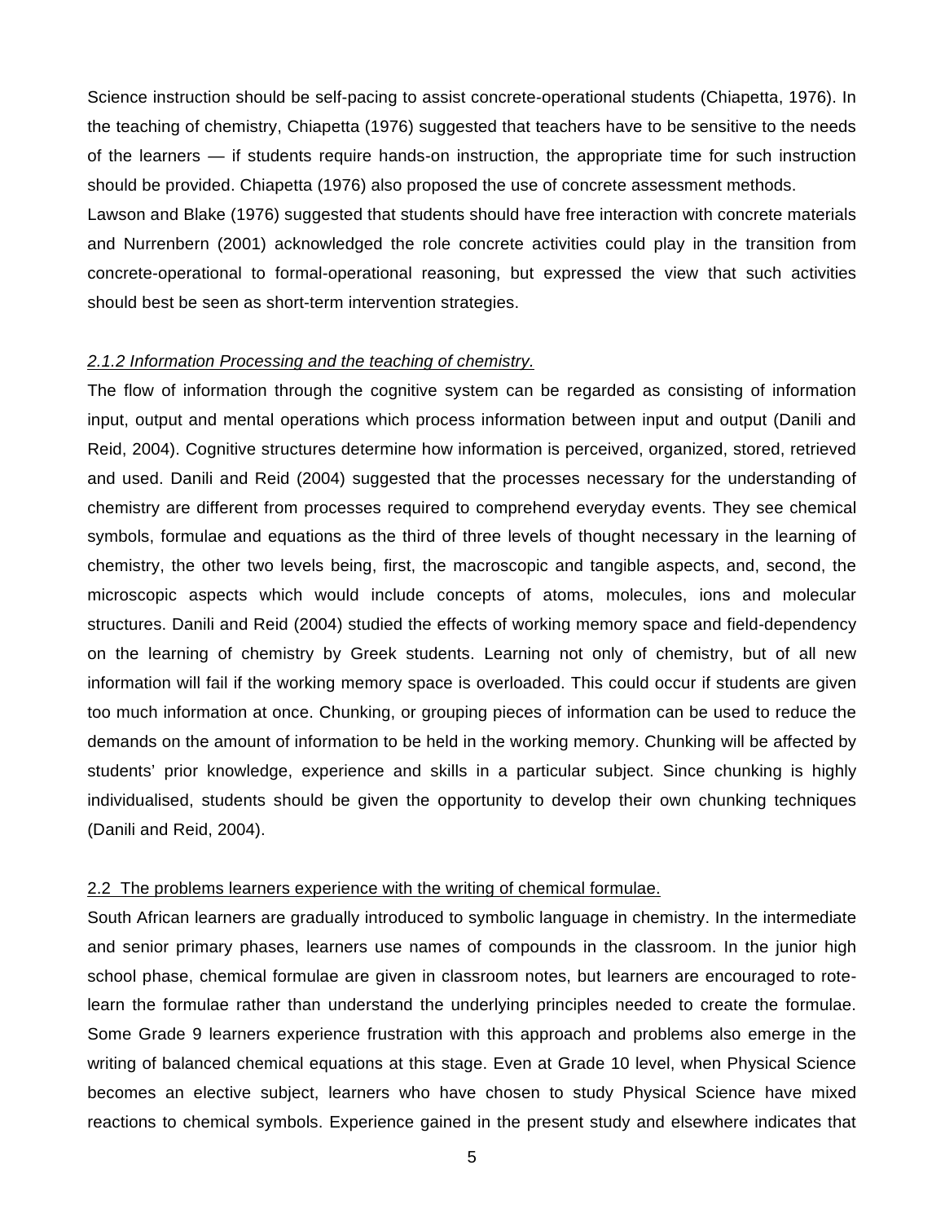Science instruction should be self-pacing to assist concrete-operational students (Chiapetta, 1976). In the teaching of chemistry, Chiapetta (1976) suggested that teachers have to be sensitive to the needs of the learners — if students require hands-on instruction, the appropriate time for such instruction should be provided. Chiapetta (1976) also proposed the use of concrete assessment methods.

Lawson and Blake (1976) suggested that students should have free interaction with concrete materials and Nurrenbern (2001) acknowledged the role concrete activities could play in the transition from concrete-operational to formal-operational reasoning, but expressed the view that such activities should best be seen as short-term intervention strategies.

#### *2.1.2 Information Processing and the teaching of chemistry.*

The flow of information through the cognitive system can be regarded as consisting of information input, output and mental operations which process information between input and output (Danili and Reid, 2004). Cognitive structures determine how information is perceived, organized, stored, retrieved and used. Danili and Reid (2004) suggested that the processes necessary for the understanding of chemistry are different from processes required to comprehend everyday events. They see chemical symbols, formulae and equations as the third of three levels of thought necessary in the learning of chemistry, the other two levels being, first, the macroscopic and tangible aspects, and, second, the microscopic aspects which would include concepts of atoms, molecules, ions and molecular structures. Danili and Reid (2004) studied the effects of working memory space and field-dependency on the learning of chemistry by Greek students. Learning not only of chemistry, but of all new information will fail if the working memory space is overloaded. This could occur if students are given too much information at once. Chunking, or grouping pieces of information can be used to reduce the demands on the amount of information to be held in the working memory. Chunking will be affected by students' prior knowledge, experience and skills in a particular subject. Since chunking is highly individualised, students should be given the opportunity to develop their own chunking techniques (Danili and Reid, 2004).

### 2.2 The problems learners experience with the writing of chemical formulae.

South African learners are gradually introduced to symbolic language in chemistry. In the intermediate and senior primary phases, learners use names of compounds in the classroom. In the junior high school phase, chemical formulae are given in classroom notes, but learners are encouraged to rote-learn the formulae rather than understand the underlying principles needed to create the formulae. Some Grade 9 learners experience frustration with this approach and problems also emerge in the writing of balanced chemical equations at this stage. Even at Grade 10 level, when Physical Science becomes an elective subject, learners who have chosen to study Physical Science have mixed reactions to chemical symbols. Experience gained in the present study and elsewhere indicates that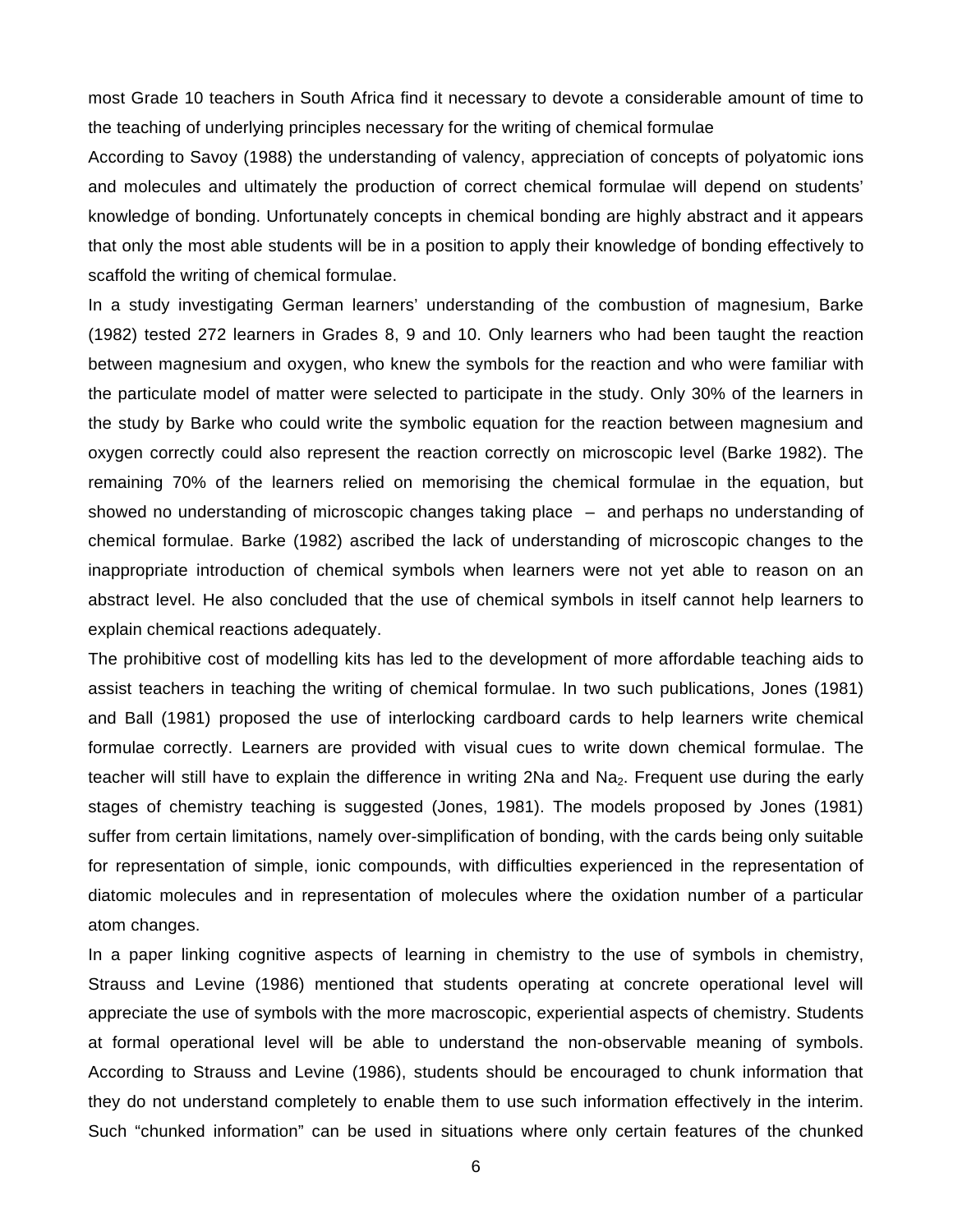most Grade 10 teachers in South Africa find it necessary to devote a considerable amount of time to the teaching of underlying principles necessary for the writing of chemical formulae

According to Savoy (1988) the understanding of valency, appreciation of concepts of polyatomic ions and molecules and ultimately the production of correct chemical formulae will depend on students' knowledge of bonding. Unfortunately concepts in chemical bonding are highly abstract and it appears that only the most able students will be in a position to apply their knowledge of bonding effectively to scaffold the writing of chemical formulae.

In a study investigating German learners' understanding of the combustion of magnesium, Barke (1982) tested 272 learners in Grades 8, 9 and 10. Only learners who had been taught the reaction between magnesium and oxygen, who knew the symbols for the reaction and who were familiar with the particulate model of matter were selected to participate in the study. Only 30% of the learners in the study by Barke who could write the symbolic equation for the reaction between magnesium and oxygen correctly could also represent the reaction correctly on microscopic level (Barke 1982). The remaining 70% of the learners relied on memorising the chemical formulae in the equation, but showed no understanding of microscopic changes taking place – and perhaps no understanding of chemical formulae. Barke (1982) ascribed the lack of understanding of microscopic changes to the inappropriate introduction of chemical symbols when learners were not yet able to reason on an abstract level. He also concluded that the use of chemical symbols in itself cannot help learners to explain chemical reactions adequately.

The prohibitive cost of modelling kits has led to the development of more affordable teaching aids to assist teachers in teaching the writing of chemical formulae. In two such publications, Jones (1981) and Ball (1981) proposed the use of interlocking cardboard cards to help learners write chemical formulae correctly. Learners are provided with visual cues to write down chemical formulae. The teacher will still have to explain the difference in writing 2Na and $Na_2$. Frequent use during the early stages of chemistry teaching is suggested (Jones, 1981). The models proposed by Jones (1981) suffer from certain limitations, namely over-simplification of bonding, with the cards being only suitable for representation of simple, ionic compounds, with difficulties experienced in the representation of diatomic molecules and in representation of molecules where the oxidation number of a particular atom changes.

In a paper linking cognitive aspects of learning in chemistry to the use of symbols in chemistry, Strauss and Levine (1986) mentioned that students operating at concrete operational level will appreciate the use of symbols with the more macroscopic, experiential aspects of chemistry. Students at formal operational level will be able to understand the non-observable meaning of symbols. According to Strauss and Levine (1986), students should be encouraged to chunk information that they do not understand completely to enable them to use such information effectively in the interim. Such "chunked information" can be used in situations where only certain features of the chunked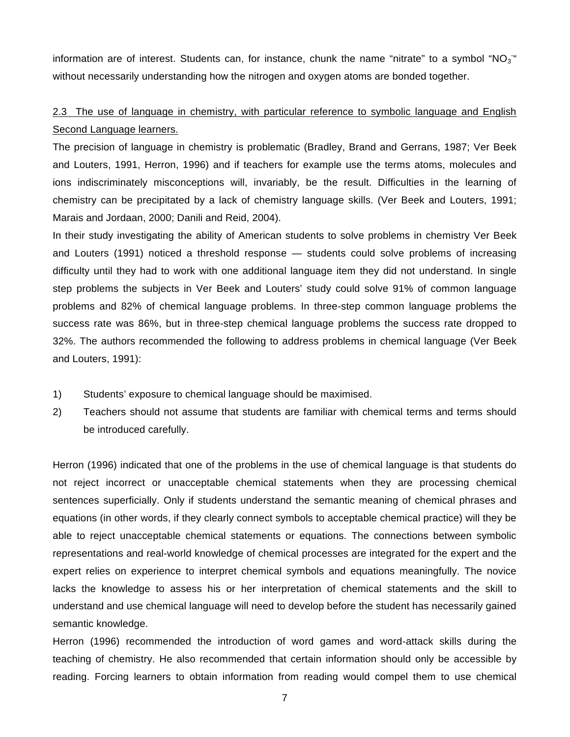information are of interest. Students can, for instance, chunk the name "nitrate" to a symbol "$NO_3^-$" without necessarily understanding how the nitrogen and oxygen atoms are bonded together.

## 2.3 The use of language in chemistry, with particular reference to symbolic language and English Second Language learners.

The precision of language in chemistry is problematic (Bradley, Brand and Gerrans, 1987; Ver Beek and Louters, 1991, Herron, 1996) and if teachers for example use the terms atoms, molecules and ions indiscriminately misconceptions will, invariably, be the result. Difficulties in the learning of chemistry can be precipitated by a lack of chemistry language skills. (Ver Beek and Louters, 1991; Marais and Jordaan, 2000; Danili and Reid, 2004).

In their study investigating the ability of American students to solve problems in chemistry Ver Beek and Louters (1991) noticed a threshold response — students could solve problems of increasing difficulty until they had to work with one additional language item they did not understand. In single step problems the subjects in Ver Beek and Louters' study could solve 91% of common language problems and 82% of chemical language problems. In three-step common language problems the success rate was 86%, but in three-step chemical language problems the success rate dropped to 32%. The authors recommended the following to address problems in chemical language (Ver Beek and Louters, 1991):

1) Students' exposure to chemical language should be maximised.
2) Teachers should not assume that students are familiar with chemical terms and terms should be introduced carefully.

Herron (1996) indicated that one of the problems in the use of chemical language is that students do not reject incorrect or unacceptable chemical statements when they are processing chemical sentences superficially. Only if students understand the semantic meaning of chemical phrases and equations (in other words, if they clearly connect symbols to acceptable chemical practice) will they be able to reject unacceptable chemical statements or equations. The connections between symbolic representations and real-world knowledge of chemical processes are integrated for the expert and the expert relies on experience to interpret chemical symbols and equations meaningfully. The novice lacks the knowledge to assess his or her interpretation of chemical statements and the skill to understand and use chemical language will need to develop before the student has necessarily gained semantic knowledge.

Herron (1996) recommended the introduction of word games and word-attack skills during the teaching of chemistry. He also recommended that certain information should only be accessible by reading. Forcing learners to obtain information from reading would compel them to use chemical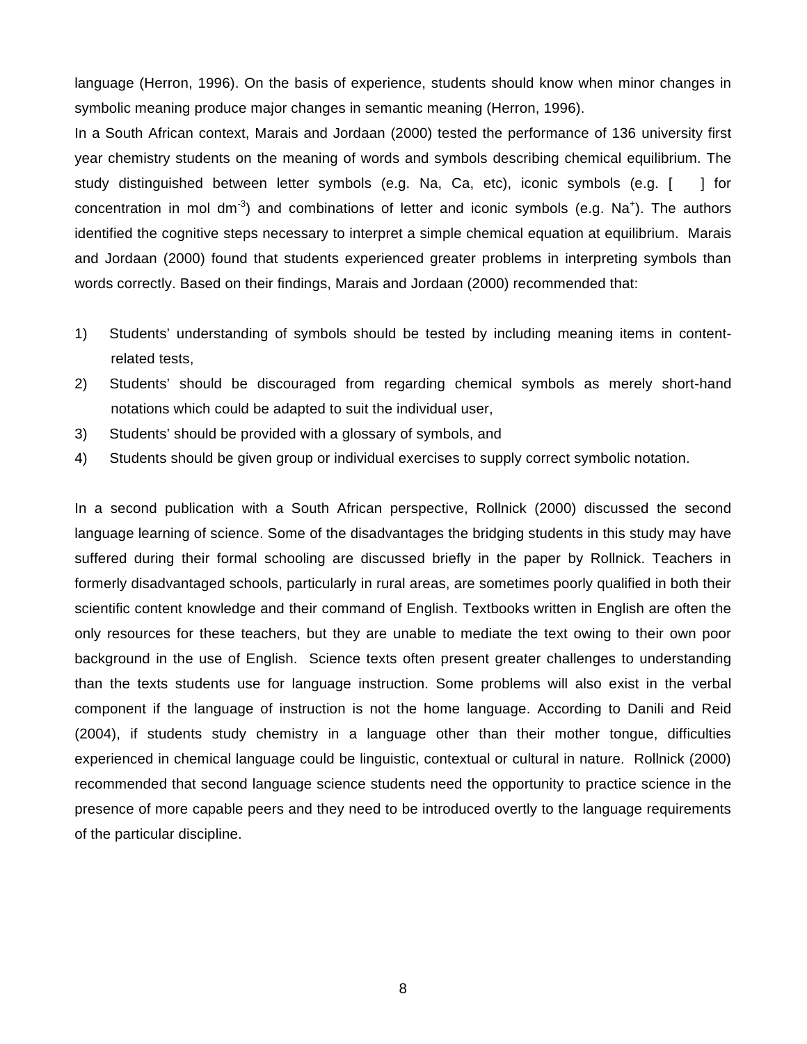language (Herron, 1996). On the basis of experience, students should know when minor changes in symbolic meaning produce major changes in semantic meaning (Herron, 1996).

In a South African context, Marais and Jordaan (2000) tested the performance of 136 university first year chemistry students on the meaning of words and symbols describing chemical equilibrium. The study distinguished between letter symbols (e.g. Na, Ca, etc), iconic symbols (e.g. [ ] for concentration in mol $dm^{-3}$) and combinations of letter and iconic symbols (e.g. $Na^{+}$). The authors identified the cognitive steps necessary to interpret a simple chemical equation at equilibrium. Marais and Jordaan (2000) found that students experienced greater problems in interpreting symbols than words correctly. Based on their findings, Marais and Jordaan (2000) recommended that:

1) Students' understanding of symbols should be tested by including meaning items in content-related tests,
2) Students' should be discouraged from regarding chemical symbols as merely short-hand notations which could be adapted to suit the individual user,
3) Students' should be provided with a glossary of symbols, and
4) Students should be given group or individual exercises to supply correct symbolic notation.

In a second publication with a South African perspective, Rollnick (2000) discussed the second language learning of science. Some of the disadvantages the bridging students in this study may have suffered during their formal schooling are discussed briefly in the paper by Rollnick. Teachers in formerly disadvantaged schools, particularly in rural areas, are sometimes poorly qualified in both their scientific content knowledge and their command of English. Textbooks written in English are often the only resources for these teachers, but they are unable to mediate the text owing to their own poor background in the use of English. Science texts often present greater challenges to understanding than the texts students use for language instruction. Some problems will also exist in the verbal component if the language of instruction is not the home language. According to Danili and Reid (2004), if students study chemistry in a language other than their mother tongue, difficulties experienced in chemical language could be linguistic, contextual or cultural in nature. Rollnick (2000) recommended that second language science students need the opportunity to practice science in the presence of more capable peers and they need to be introduced overtly to the language requirements of the particular discipline.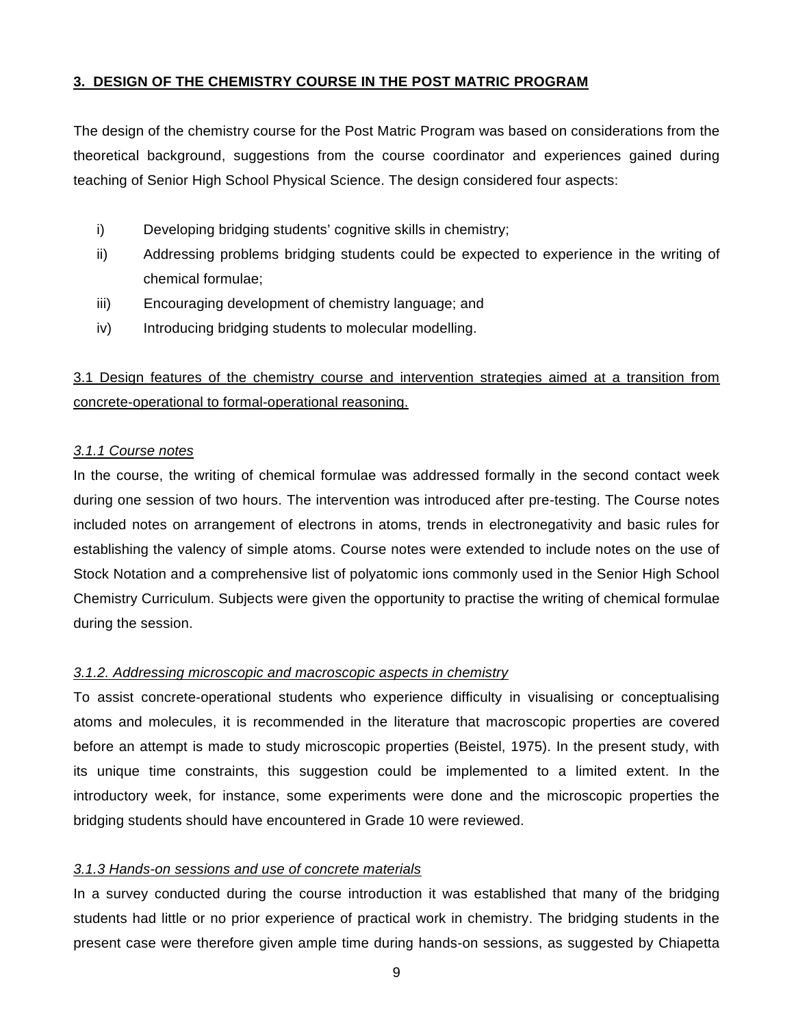## 3. DESIGN OF THE CHEMISTRY COURSE IN THE POST MATRIC PROGRAM

The design of the chemistry course for the Post Matric Program was based on considerations from the theoretical background, suggestions from the course coordinator and experiences gained during teaching of Senior High School Physical Science. The design considered four aspects:

i) Developing bridging students' cognitive skills in chemistry;
ii) Addressing problems bridging students could be expected to experience in the writing of chemical formulae;
iii) Encouraging development of chemistry language; and
iv) Introducing bridging students to molecular modelling.

### 3.1 Design features of the chemistry course and intervention strategies aimed at a transition from concrete-operational to formal-operational reasoning.

#### *3.1.1 Course notes*

In the course, the writing of chemical formulae was addressed formally in the second contact week during one session of two hours. The intervention was introduced after pre-testing. The Course notes included notes on arrangement of electrons in atoms, trends in electronegativity and basic rules for establishing the valency of simple atoms. Course notes were extended to include notes on the use of Stock Notation and a comprehensive list of polyatomic ions commonly used in the Senior High School Chemistry Curriculum. Subjects were given the opportunity to practise the writing of chemical formulae during the session.

#### *3.1.2. Addressing microscopic and macroscopic aspects in chemistry*

To assist concrete-operational students who experience difficulty in visualising or conceptualising atoms and molecules, it is recommended in the literature that macroscopic properties are covered before an attempt is made to study microscopic properties (Beistel, 1975). In the present study, with its unique time constraints, this suggestion could be implemented to a limited extent. In the introductory week, for instance, some experiments were done and the microscopic properties the bridging students should have encountered in Grade 10 were reviewed.

#### *3.1.3 Hands-on sessions and use of concrete materials*

In a survey conducted during the course introduction it was established that many of the bridging students had little or no prior experience of practical work in chemistry. The bridging students in the present case were therefore given ample time during hands-on sessions, as suggested by Chiapetta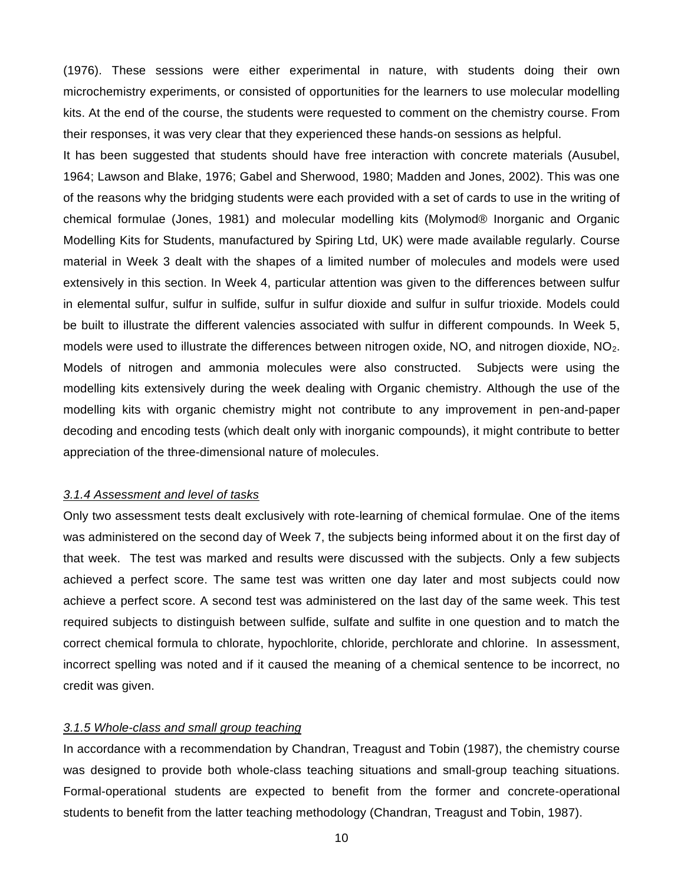(1976). These sessions were either experimental in nature, with students doing their own microchemistry experiments, or consisted of opportunities for the learners to use molecular modelling kits. At the end of the course, the students were requested to comment on the chemistry course. From their responses, it was very clear that they experienced these hands-on sessions as helpful.

It has been suggested that students should have free interaction with concrete materials (Ausubel, 1964; Lawson and Blake, 1976; Gabel and Sherwood, 1980; Madden and Jones, 2002). This was one of the reasons why the bridging students were each provided with a set of cards to use in the writing of chemical formulae (Jones, 1981) and molecular modelling kits (Molymod® Inorganic and Organic Modelling Kits for Students, manufactured by Spiring Ltd, UK) were made available regularly. Course material in Week 3 dealt with the shapes of a limited number of molecules and models were used extensively in this section. In Week 4, particular attention was given to the differences between sulfur in elemental sulfur, sulfur in sulfide, sulfur in sulfur dioxide and sulfur in sulfur trioxide. Models could be built to illustrate the different valencies associated with sulfur in different compounds. In Week 5, models were used to illustrate the differences between nitrogen oxide, NO, and nitrogen dioxide, $NO_2$. Models of nitrogen and ammonia molecules were also constructed. Subjects were using the modelling kits extensively during the week dealing with Organic chemistry. Although the use of the modelling kits with organic chemistry might not contribute to any improvement in pen-and-paper decoding and encoding tests (which dealt only with inorganic compounds), it might contribute to better appreciation of the three-dimensional nature of molecules.

#### *3.1.4 Assessment and level of tasks*

Only two assessment tests dealt exclusively with rote-learning of chemical formulae. One of the items was administered on the second day of Week 7, the subjects being informed about it on the first day of that week. The test was marked and results were discussed with the subjects. Only a few subjects achieved a perfect score. The same test was written one day later and most subjects could now achieve a perfect score. A second test was administered on the last day of the same week. This test required subjects to distinguish between sulfide, sulfate and sulfite in one question and to match the correct chemical formula to chlorate, hypochlorite, chloride, perchlorate and chlorine. In assessment, incorrect spelling was noted and if it caused the meaning of a chemical sentence to be incorrect, no credit was given.

#### *3.1.5 Whole-class and small group teaching*

In accordance with a recommendation by Chandran, Treagust and Tobin (1987), the chemistry course was designed to provide both whole-class teaching situations and small-group teaching situations. Formal-operational students are expected to benefit from the former and concrete-operational students to benefit from the latter teaching methodology (Chandran, Treagust and Tobin, 1987).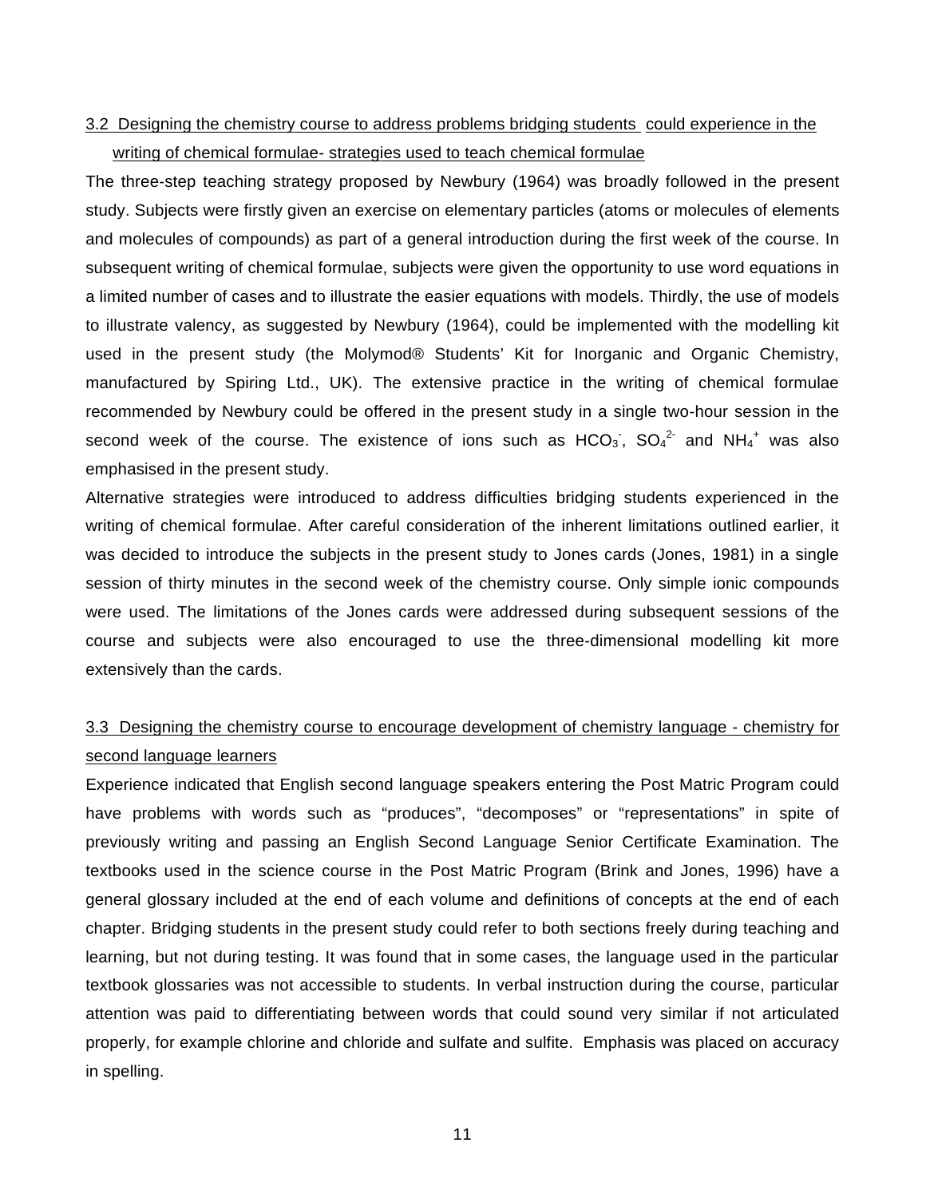### 3.2 Designing the chemistry course to address problems bridging students could experience in the writing of chemical formulae- strategies used to teach chemical formulae

The three-step teaching strategy proposed by Newbury (1964) was broadly followed in the present study. Subjects were firstly given an exercise on elementary particles (atoms or molecules of elements and molecules of compounds) as part of a general introduction during the first week of the course. In subsequent writing of chemical formulae, subjects were given the opportunity to use word equations in a limited number of cases and to illustrate the easier equations with models. Thirdly, the use of models to illustrate valency, as suggested by Newbury (1964), could be implemented with the modelling kit used in the present study (the Molymod® Students' Kit for Inorganic and Organic Chemistry, manufactured by Spiring Ltd., UK). The extensive practice in the writing of chemical formulae recommended by Newbury could be offered in the present study in a single two-hour session in the second week of the course. The existence of ions such as $HCO_3^-$, $SO_4^{2-}$ and $NH_4^+$ was also emphasised in the present study.

Alternative strategies were introduced to address difficulties bridging students experienced in the writing of chemical formulae. After careful consideration of the inherent limitations outlined earlier, it was decided to introduce the subjects in the present study to Jones cards (Jones, 1981) in a single session of thirty minutes in the second week of the chemistry course. Only simple ionic compounds were used. The limitations of the Jones cards were addressed during subsequent sessions of the course and subjects were also encouraged to use the three-dimensional modelling kit more extensively than the cards.

### 3.3 Designing the chemistry course to encourage development of chemistry language - chemistry for second language learners

Experience indicated that English second language speakers entering the Post Matric Program could have problems with words such as "produces", "decomposes" or "representations" in spite of previously writing and passing an English Second Language Senior Certificate Examination. The textbooks used in the science course in the Post Matric Program (Brink and Jones, 1996) have a general glossary included at the end of each volume and definitions of concepts at the end of each chapter. Bridging students in the present study could refer to both sections freely during teaching and learning, but not during testing. It was found that in some cases, the language used in the particular textbook glossaries was not accessible to students. In verbal instruction during the course, particular attention was paid to differentiating between words that could sound very similar if not articulated properly, for example chlorine and chloride and sulfate and sulfite. Emphasis was placed on accuracy in spelling.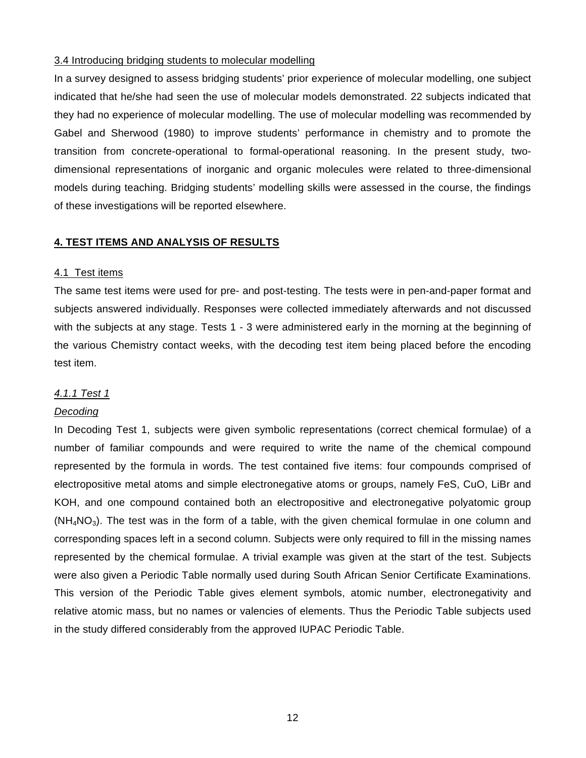3.4 Introducing bridging students to molecular modelling

In a survey designed to assess bridging students' prior experience of molecular modelling, one subject indicated that he/she had seen the use of molecular models demonstrated. 22 subjects indicated that they had no experience of molecular modelling. The use of molecular modelling was recommended by Gabel and Sherwood (1980) to improve students' performance in chemistry and to promote the transition from concrete-operational to formal-operational reasoning. In the present study, two-dimensional representations of inorganic and organic molecules were related to three-dimensional models during teaching. Bridging students' modelling skills were assessed in the course, the findings of these investigations will be reported elsewhere.

## 4. TEST ITEMS AND ANALYSIS OF RESULTS

### 4.1 Test items

The same test items were used for pre- and post-testing. The tests were in pen-and-paper format and subjects answered individually. Responses were collected immediately afterwards and not discussed with the subjects at any stage. Tests 1 - 3 were administered early in the morning at the beginning of the various Chemistry contact weeks, with the decoding test item being placed before the encoding test item.

#### *4.1.1 Test 1*

*Decoding*

In Decoding Test 1, subjects were given symbolic representations (correct chemical formulae) of a number of familiar compounds and were required to write the name of the chemical compound represented by the formula in words. The test contained five items: four compounds comprised of electropositive metal atoms and simple electronegative atoms or groups, namely FeS, CuO, LiBr and KOH, and one compound contained both an electropositive and electronegative polyatomic group ($NH_4NO_3$). The test was in the form of a table, with the given chemical formulae in one column and corresponding spaces left in a second column. Subjects were only required to fill in the missing names represented by the chemical formulae. A trivial example was given at the start of the test. Subjects were also given a Periodic Table normally used during South African Senior Certificate Examinations. This version of the Periodic Table gives element symbols, atomic number, electronegativity and relative atomic mass, but no names or valencies of elements. Thus the Periodic Table subjects used in the study differed considerably from the approved IUPAC Periodic Table.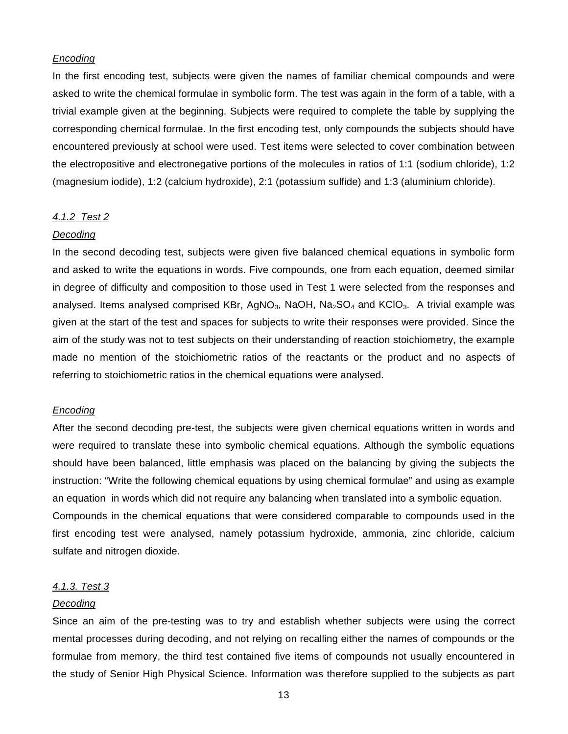*Encoding*

In the first encoding test, subjects were given the names of familiar chemical compounds and were asked to write the chemical formulae in symbolic form. The test was again in the form of a table, with a trivial example given at the beginning. Subjects were required to complete the table by supplying the corresponding chemical formulae. In the first encoding test, only compounds the subjects should have encountered previously at school were used. Test items were selected to cover combination between the electropositive and electronegative portions of the molecules in ratios of 1:1 (sodium chloride), 1:2 (magnesium iodide), 1:2 (calcium hydroxide), 2:1 (potassium sulfide) and 1:3 (aluminium chloride).

### *4.1.2 Test 2*

*Decoding*

In the second decoding test, subjects were given five balanced chemical equations in symbolic form and asked to write the equations in words. Five compounds, one from each equation, deemed similar in degree of difficulty and composition to those used in Test 1 were selected from the responses and analysed. Items analysed comprised KBr, $AgNO_3$, NaOH, $Na_2SO_4$ and $KClO_3$. A trivial example was given at the start of the test and spaces for subjects to write their responses were provided. Since the aim of the study was not to test subjects on their understanding of reaction stoichiometry, the example made no mention of the stoichiometric ratios of the reactants or the product and no aspects of referring to stoichiometric ratios in the chemical equations were analysed.

*Encoding*

After the second decoding pre-test, the subjects were given chemical equations written in words and were required to translate these into symbolic chemical equations. Although the symbolic equations should have been balanced, little emphasis was placed on the balancing by giving the subjects the instruction: "Write the following chemical equations by using chemical formulae" and using as example an equation in words which did not require any balancing when translated into a symbolic equation.
Compounds in the chemical equations that were considered comparable to compounds used in the first encoding test were analysed, namely potassium hydroxide, ammonia, zinc chloride, calcium sulfate and nitrogen dioxide.

### *4.1.3. Test 3*

*Decoding*

Since an aim of the pre-testing was to try and establish whether subjects were using the correct mental processes during decoding, and not relying on recalling either the names of compounds or the formulae from memory, the third test contained five items of compounds not usually encountered in the study of Senior High Physical Science. Information was therefore supplied to the subjects as part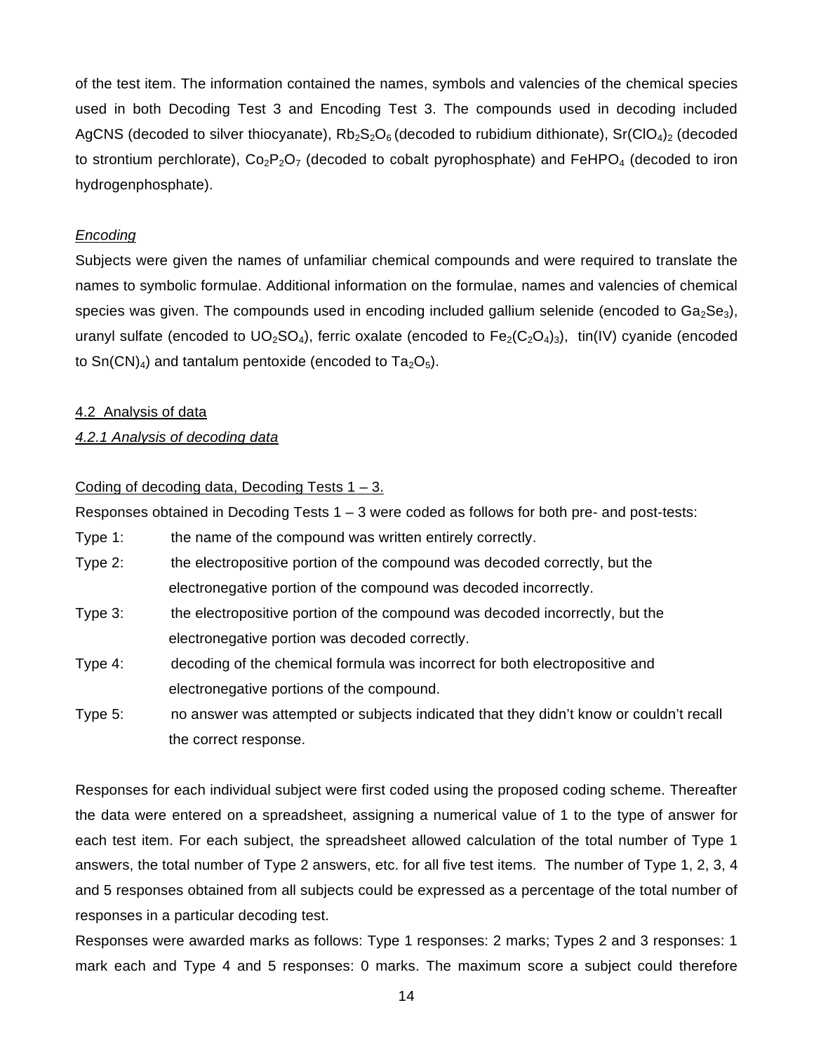of the test item. The information contained the names, symbols and valencies of the chemical species used in both Decoding Test 3 and Encoding Test 3. The compounds used in decoding included AgCNS (decoded to silver thiocyanate), $Rb_2S_2O_6$ (decoded to rubidium dithionate), $Sr(ClO_4)_2$ (decoded to strontium perchlorate), $Co_2P_2O_7$ (decoded to cobalt pyrophosphate) and $FeHPO_4$ (decoded to iron hydrogenphosphate).

*Encoding*

Subjects were given the names of unfamiliar chemical compounds and were required to translate the names to symbolic formulae. Additional information on the formulae, names and valencies of chemical species was given. The compounds used in encoding included gallium selenide (encoded to $Ga_2Se_3$), uranyl sulfate (encoded to $UO_2SO_4$), ferric oxalate (encoded to $Fe_2(C_2O_4)_3$), tin(IV) cyanide (encoded to $Sn(CN)_4$) and tantalum pentoxide (encoded to $Ta_2O_5$).

## 4.2 Analysis of data

### *4.2.1 Analysis of decoding data*

Coding of decoding data, Decoding Tests 1 – 3.

Responses obtained in Decoding Tests 1 – 3 were coded as follows for both pre- and post-tests:

- Type 1: the name of the compound was written entirely correctly.
- Type 2: the electropositive portion of the compound was decoded correctly, but the electronegative portion of the compound was decoded incorrectly.
- Type 3: the electropositive portion of the compound was decoded incorrectly, but the electronegative portion was decoded correctly.
- Type 4: decoding of the chemical formula was incorrect for both electropositive and electronegative portions of the compound.
- Type 5: no answer was attempted or subjects indicated that they didn't know or couldn't recall the correct response.

Responses for each individual subject were first coded using the proposed coding scheme. Thereafter the data were entered on a spreadsheet, assigning a numerical value of 1 to the type of answer for each test item. For each subject, the spreadsheet allowed calculation of the total number of Type 1 answers, the total number of Type 2 answers, etc. for all five test items. The number of Type 1, 2, 3, 4 and 5 responses obtained from all subjects could be expressed as a percentage of the total number of responses in a particular decoding test.

Responses were awarded marks as follows: Type 1 responses: 2 marks; Types 2 and 3 responses: 1 mark each and Type 4 and 5 responses: 0 marks. The maximum score a subject could therefore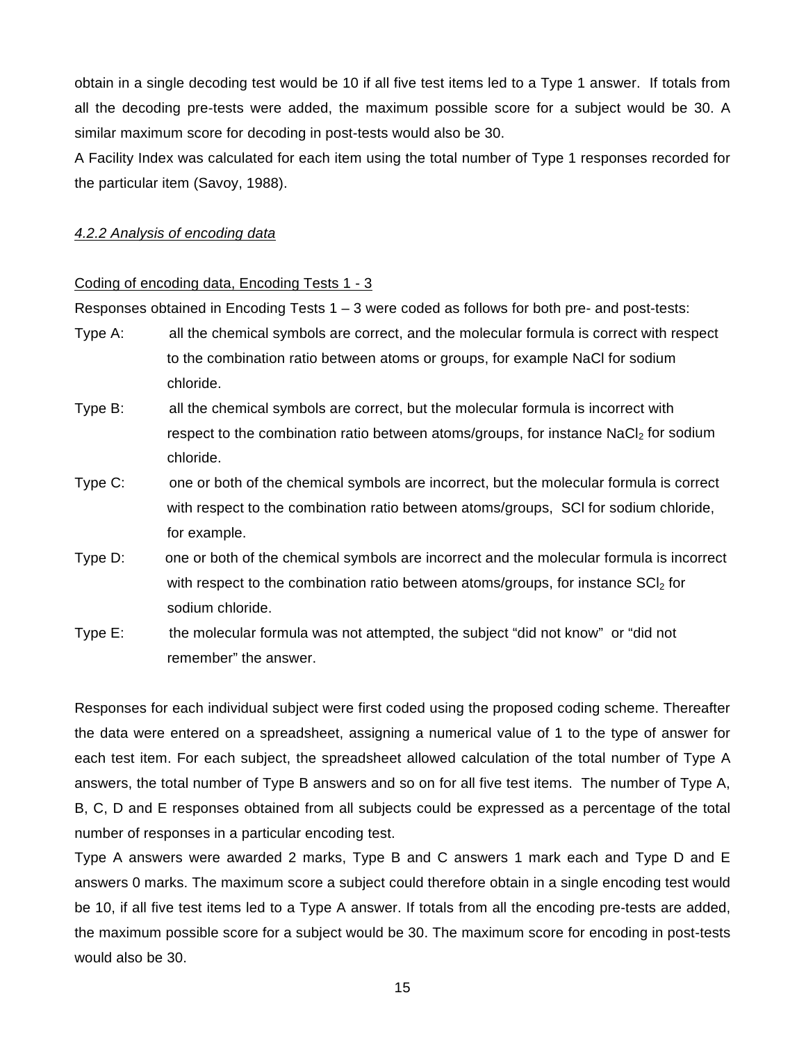obtain in a single decoding test would be 10 if all five test items led to a Type 1 answer. If totals from all the decoding pre-tests were added, the maximum possible score for a subject would be 30. A similar maximum score for decoding in post-tests would also be 30.

A Facility Index was calculated for each item using the total number of Type 1 responses recorded for the particular item (Savoy, 1988).

### *4.2.2 Analysis of encoding data*

Coding of encoding data, Encoding Tests 1 - 3

Responses obtained in Encoding Tests 1 – 3 were coded as follows for both pre- and post-tests:

- Type A: all the chemical symbols are correct, and the molecular formula is correct with respect to the combination ratio between atoms or groups, for example NaCl for sodium chloride.
- Type B: all the chemical symbols are correct, but the molecular formula is incorrect with respect to the combination ratio between atoms/groups, for instance $NaCl_2$ for sodium chloride.
- Type C: one or both of the chemical symbols are incorrect, but the molecular formula is correct with respect to the combination ratio between atoms/groups, SCl for sodium chloride, for example.
- Type D: one or both of the chemical symbols are incorrect and the molecular formula is incorrect with respect to the combination ratio between atoms/groups, for instance $SCl_2$ for sodium chloride.
- Type E: the molecular formula was not attempted, the subject "did not know" or "did not remember" the answer.

Responses for each individual subject were first coded using the proposed coding scheme. Thereafter the data were entered on a spreadsheet, assigning a numerical value of 1 to the type of answer for each test item. For each subject, the spreadsheet allowed calculation of the total number of Type A answers, the total number of Type B answers and so on for all five test items. The number of Type A, B, C, D and E responses obtained from all subjects could be expressed as a percentage of the total number of responses in a particular encoding test.

Type A answers were awarded 2 marks, Type B and C answers 1 mark each and Type D and E answers 0 marks. The maximum score a subject could therefore obtain in a single encoding test would be 10, if all five test items led to a Type A answer. If totals from all the encoding pre-tests are added, the maximum possible score for a subject would be 30. The maximum score for encoding in post-tests would also be 30.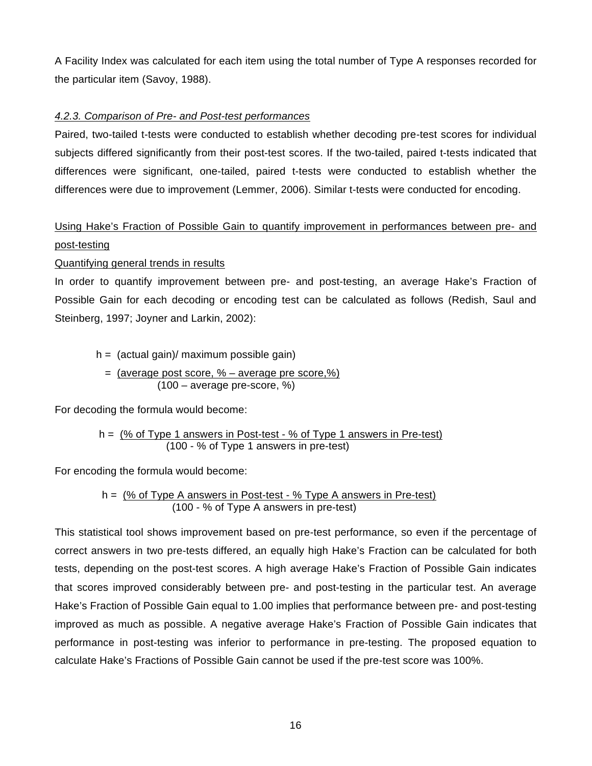A Facility Index was calculated for each item using the total number of Type A responses recorded for the particular item (Savoy, 1988).

### *4.2.3. Comparison of Pre- and Post-test performances*

Paired, two-tailed t-tests were conducted to establish whether decoding pre-test scores for individual subjects differed significantly from their post-test scores. If the two-tailed, paired t-tests indicated that differences were significant, one-tailed, paired t-tests were conducted to establish whether the differences were due to improvement (Lemmer, 2006). Similar t-tests were conducted for encoding.

#### Using Hake's Fraction of Possible Gain to quantify improvement in performances between pre- and post-testing

##### Quantifying general trends in results

In order to quantify improvement between pre- and post-testing, an average Hake's Fraction of Possible Gain for each decoding or encoding test can be calculated as follows (Redish, Saul and Steinberg, 1997; Joyner and Larkin, 2002):

$$h = \text{(actual gain)/ maximum possible gain}$$

$$= \frac{\text{(average post score, \% – average pre score,\%)}}{\text{(100 – average pre-score, \%)}}$$

For decoding the formula would become:

$$h = \frac{\text{(\% of Type 1 answers in Post-test - \% of Type 1 answers in Pre-test)}}{\text{(100 - \% of Type 1 answers in pre-test)}}$$

For encoding the formula would become:

$$h = \frac{\text{(\% of Type A answers in Post-test - \% Type A answers in Pre-test)}}{\text{(100 - \% of Type A answers in pre-test)}}$$

This statistical tool shows improvement based on pre-test performance, so even if the percentage of correct answers in two pre-tests differed, an equally high Hake's Fraction can be calculated for both tests, depending on the post-test scores. A high average Hake's Fraction of Possible Gain indicates that scores improved considerably between pre- and post-testing in the particular test. An average Hake's Fraction of Possible Gain equal to 1.00 implies that performance between pre- and post-testing improved as much as possible. A negative average Hake's Fraction of Possible Gain indicates that performance in post-testing was inferior to performance in pre-testing. The proposed equation to calculate Hake's Fractions of Possible Gain cannot be used if the pre-test score was 100%.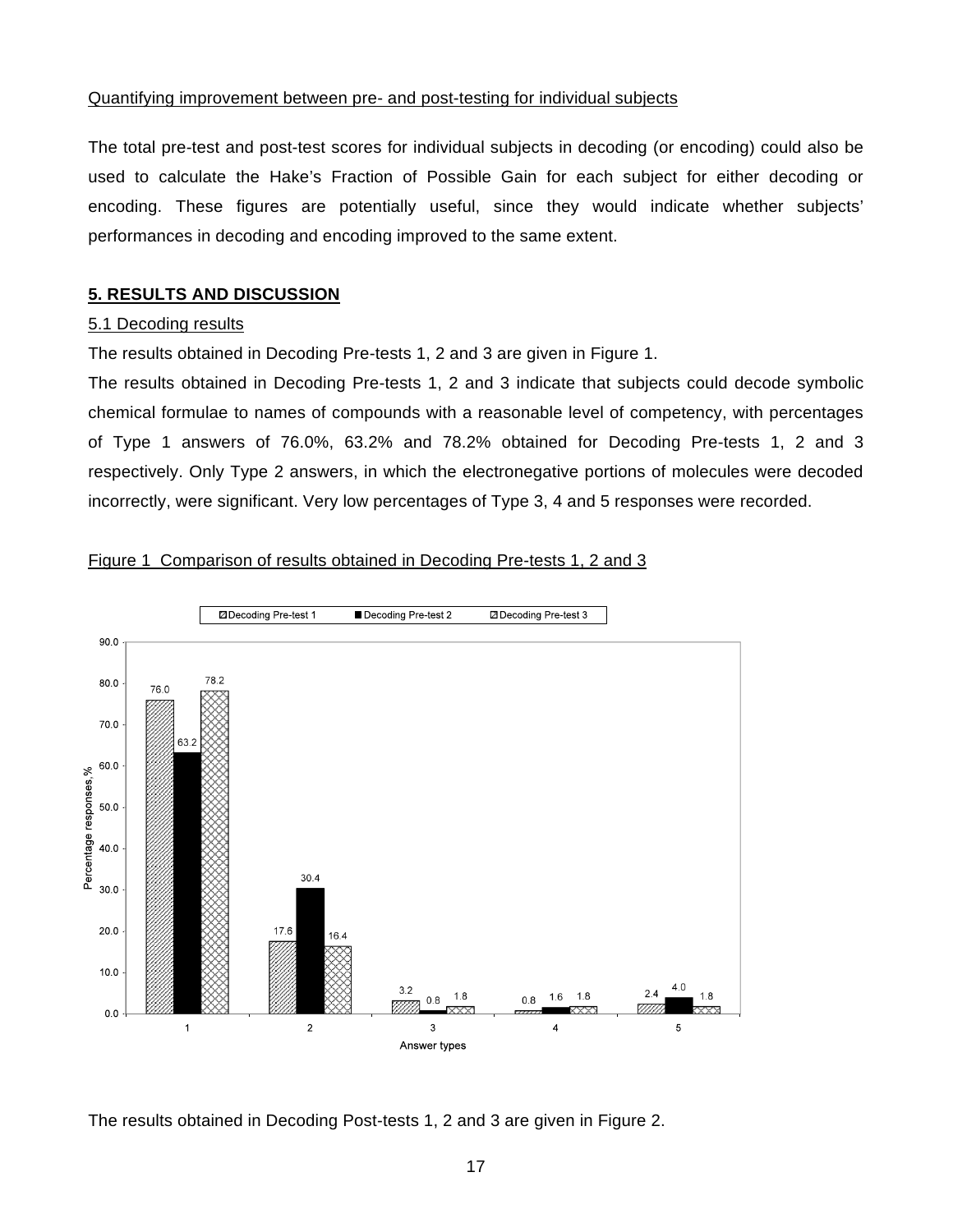Quantifying improvement between pre- and post-testing for individual subjects

The total pre-test and post-test scores for individual subjects in decoding (or encoding) could also be used to calculate the Hake's Fraction of Possible Gain for each subject for either decoding or encoding. These figures are potentially useful, since they would indicate whether subjects' performances in decoding and encoding improved to the same extent.

## 5. RESULTS AND DISCUSSION

### 5.1 Decoding results

The results obtained in Decoding Pre-tests 1, 2 and 3 are given in Figure 1.

The results obtained in Decoding Pre-tests 1, 2 and 3 indicate that subjects could decode symbolic chemical formulae to names of compounds with a reasonable level of competency, with percentages of Type 1 answers of 76.0%, 63.2% and 78.2% obtained for Decoding Pre-tests 1, 2 and 3 respectively. Only Type 2 answers, in which the electronegative portions of molecules were decoded incorrectly, were significant. Very low percentages of Type 3, 4 and 5 responses were recorded.

Figure 1 Comparison of results obtained in Decoding Pre-tests 1, 2 and 3

| Answer types | Decoding Pre-test 1 | Decoding Pre-test 2 | Decoding Pre-test 3 |
|---|---|---|---|
| 1 | 76.0 | 63.2 | 78.2 |
| 2 | 17.6 | 30.4 | 16.4 |
| 3 | 3.2 | 0.8 | 1.8 |
| 4 | 0.8 | 1.6 | 1.8 |
| 5 | 2.4 | 4.0 | 1.8 |

(Percentage responses, %)

The results obtained in Decoding Post-tests 1, 2 and 3 are given in Figure 2.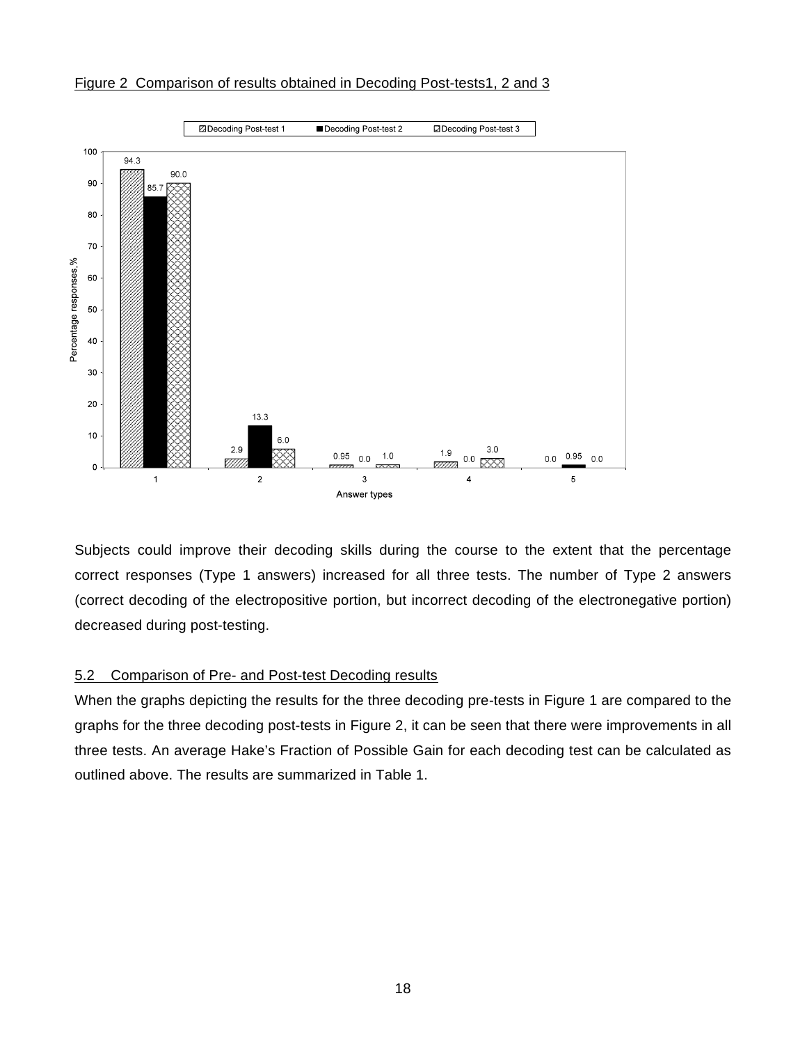Figure 2 Comparison of results obtained in Decoding Post-tests1, 2 and 3

Subjects could improve their decoding skills during the course to the extent that the percentage correct responses (Type 1 answers) increased for all three tests. The number of Type 2 answers (correct decoding of the electropositive portion, but incorrect decoding of the electronegative portion) decreased during post-testing.

## 5.2 Comparison of Pre- and Post-test Decoding results

When the graphs depicting the results for the three decoding pre-tests in Figure 1 are compared to the graphs for the three decoding post-tests in Figure 2, it can be seen that there were improvements in all three tests. An average Hake's Fraction of Possible Gain for each decoding test can be calculated as outlined above. The results are summarized in Table 1.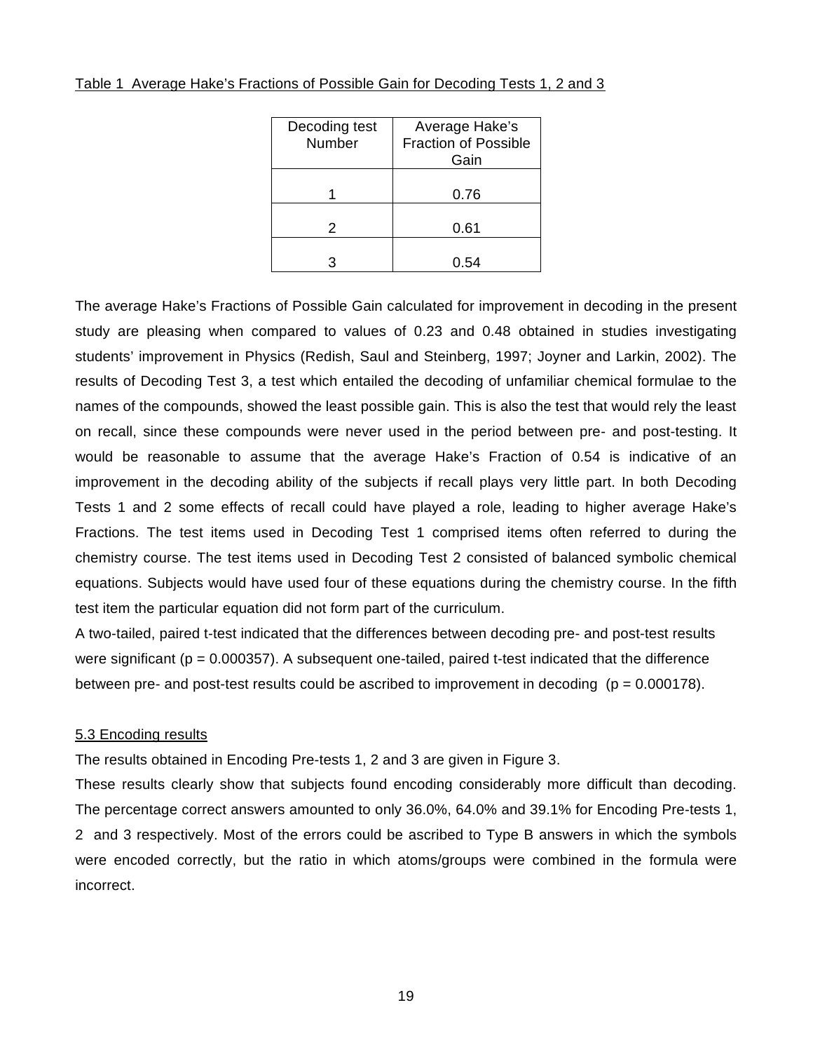Table 1 Average Hake's Fractions of Possible Gain for Decoding Tests 1, 2 and 3

| Decoding test Number | Average Hake's Fraction of Possible Gain |
|---|---|
| 1 | 0.76 |
| 2 | 0.61 |
| 3 | 0.54 |

The average Hake's Fractions of Possible Gain calculated for improvement in decoding in the present study are pleasing when compared to values of 0.23 and 0.48 obtained in studies investigating students' improvement in Physics (Redish, Saul and Steinberg, 1997; Joyner and Larkin, 2002). The results of Decoding Test 3, a test which entailed the decoding of unfamiliar chemical formulae to the names of the compounds, showed the least possible gain. This is also the test that would rely the least on recall, since these compounds were never used in the period between pre- and post-testing. It would be reasonable to assume that the average Hake's Fraction of 0.54 is indicative of an improvement in the decoding ability of the subjects if recall plays very little part. In both Decoding Tests 1 and 2 some effects of recall could have played a role, leading to higher average Hake's Fractions. The test items used in Decoding Test 1 comprised items often referred to during the chemistry course. The test items used in Decoding Test 2 consisted of balanced symbolic chemical equations. Subjects would have used four of these equations during the chemistry course. In the fifth test item the particular equation did not form part of the curriculum.

A two-tailed, paired t-test indicated that the differences between decoding pre- and post-test results were significant ($p = 0.000357$). A subsequent one-tailed, paired t-test indicated that the difference between pre- and post-test results could be ascribed to improvement in decoding ($p = 0.000178$).

## 5.3 Encoding results

The results obtained in Encoding Pre-tests 1, 2 and 3 are given in Figure 3.

These results clearly show that subjects found encoding considerably more difficult than decoding. The percentage correct answers amounted to only 36.0%, 64.0% and 39.1% for Encoding Pre-tests 1, 2 and 3 respectively. Most of the errors could be ascribed to Type B answers in which the symbols were encoded correctly, but the ratio in which atoms/groups were combined in the formula were incorrect.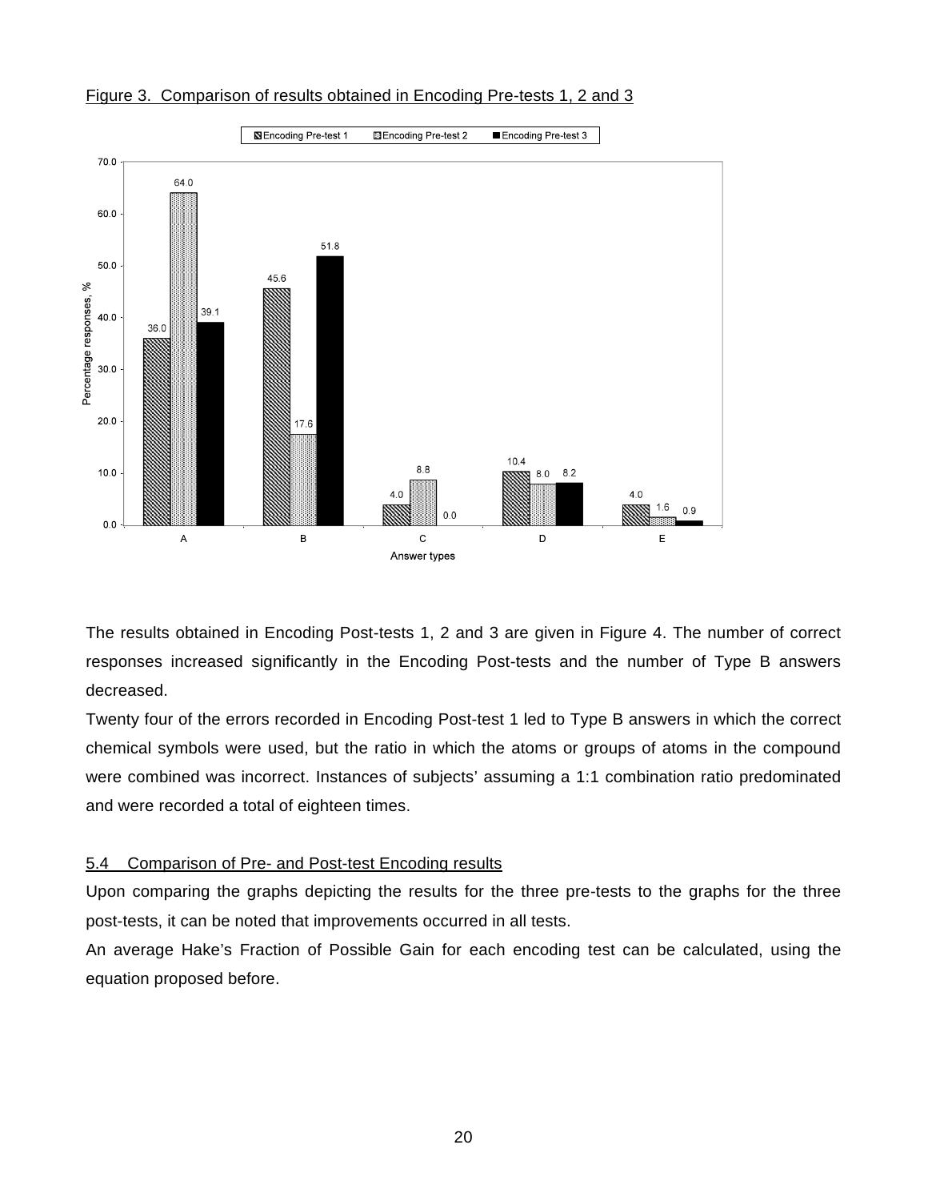Figure 3. Comparison of results obtained in Encoding Pre-tests 1, 2 and 3

The results obtained in Encoding Post-tests 1, 2 and 3 are given in Figure 4. The number of correct responses increased significantly in the Encoding Post-tests and the number of Type B answers decreased.

Twenty four of the errors recorded in Encoding Post-test 1 led to Type B answers in which the correct chemical symbols were used, but the ratio in which the atoms or groups of atoms in the compound were combined was incorrect. Instances of subjects' assuming a 1:1 combination ratio predominated and were recorded a total of eighteen times.

### 5.4 Comparison of Pre- and Post-test Encoding results

Upon comparing the graphs depicting the results for the three pre-tests to the graphs for the three post-tests, it can be noted that improvements occurred in all tests.

An average Hake's Fraction of Possible Gain for each encoding test can be calculated, using the equation proposed before.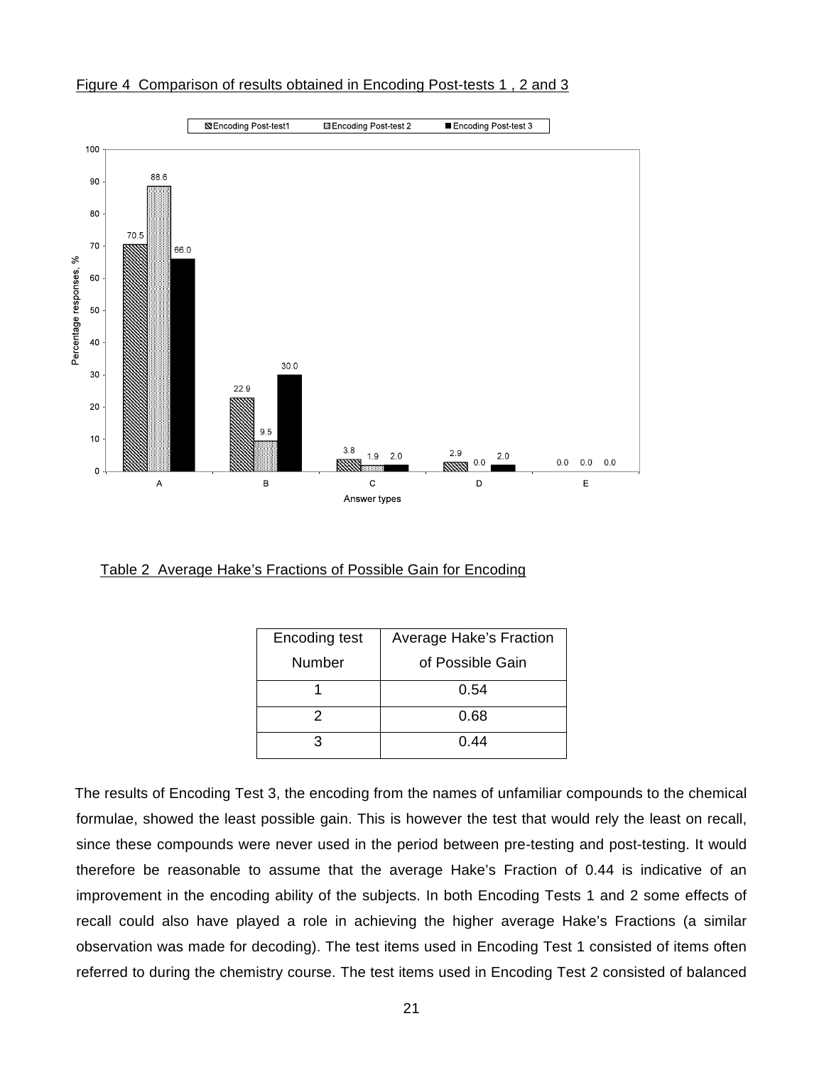Figure 4 Comparison of results obtained in Encoding Post-tests 1 , 2 and 3

Table 2 Average Hake's Fractions of Possible Gain for Encoding

| Encoding test Number | Average Hake's Fraction of Possible Gain |
|---|---|
| 1 | 0.54 |
| 2 | 0.68 |
| 3 | 0.44 |

The results of Encoding Test 3, the encoding from the names of unfamiliar compounds to the chemical formulae, showed the least possible gain. This is however the test that would rely the least on recall, since these compounds were never used in the period between pre-testing and post-testing. It would therefore be reasonable to assume that the average Hake's Fraction of 0.44 is indicative of an improvement in the encoding ability of the subjects. In both Encoding Tests 1 and 2 some effects of recall could also have played a role in achieving the higher average Hake's Fractions (a similar observation was made for decoding). The test items used in Encoding Test 1 consisted of items often referred to during the chemistry course. The test items used in Encoding Test 2 consisted of balanced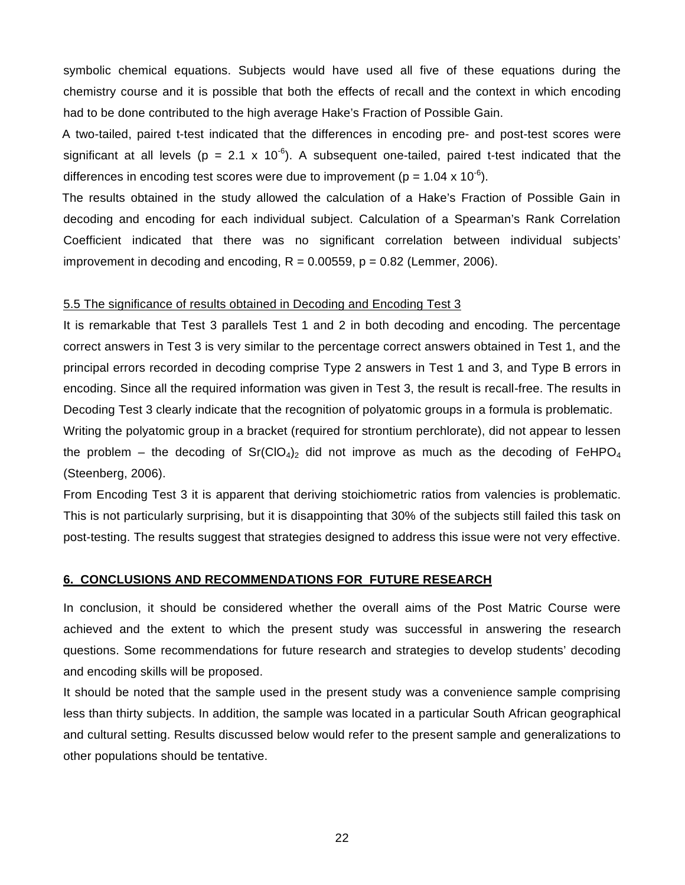symbolic chemical equations. Subjects would have used all five of these equations during the chemistry course and it is possible that both the effects of recall and the context in which encoding had to be done contributed to the high average Hake's Fraction of Possible Gain.

A two-tailed, paired t-test indicated that the differences in encoding pre- and post-test scores were significant at all levels ($p = 2.1 \times 10^{-6}$). A subsequent one-tailed, paired t-test indicated that the differences in encoding test scores were due to improvement ($p = 1.04 \times 10^{-6}$).

The results obtained in the study allowed the calculation of a Hake's Fraction of Possible Gain in decoding and encoding for each individual subject. Calculation of a Spearman's Rank Correlation Coefficient indicated that there was no significant correlation between individual subjects' improvement in decoding and encoding, $R = 0.00559$, $p = 0.82$ (Lemmer, 2006).

5.5 The significance of results obtained in Decoding and Encoding Test 3

It is remarkable that Test 3 parallels Test 1 and 2 in both decoding and encoding. The percentage correct answers in Test 3 is very similar to the percentage correct answers obtained in Test 1, and the principal errors recorded in decoding comprise Type 2 answers in Test 1 and 3, and Type B errors in encoding. Since all the required information was given in Test 3, the result is recall-free. The results in Decoding Test 3 clearly indicate that the recognition of polyatomic groups in a formula is problematic.

Writing the polyatomic group in a bracket (required for strontium perchlorate), did not appear to lessen the problem – the decoding of $Sr(ClO_4)_2$ did not improve as much as the decoding of $FeHPO_4$ (Steenberg, 2006).

From Encoding Test 3 it is apparent that deriving stoichiometric ratios from valencies is problematic. This is not particularly surprising, but it is disappointing that 30% of the subjects still failed this task on post-testing. The results suggest that strategies designed to address this issue were not very effective.

## 6. CONCLUSIONS AND RECOMMENDATIONS FOR FUTURE RESEARCH

In conclusion, it should be considered whether the overall aims of the Post Matric Course were achieved and the extent to which the present study was successful in answering the research questions. Some recommendations for future research and strategies to develop students' decoding and encoding skills will be proposed.

It should be noted that the sample used in the present study was a convenience sample comprising less than thirty subjects. In addition, the sample was located in a particular South African geographical and cultural setting. Results discussed below would refer to the present sample and generalizations to other populations should be tentative.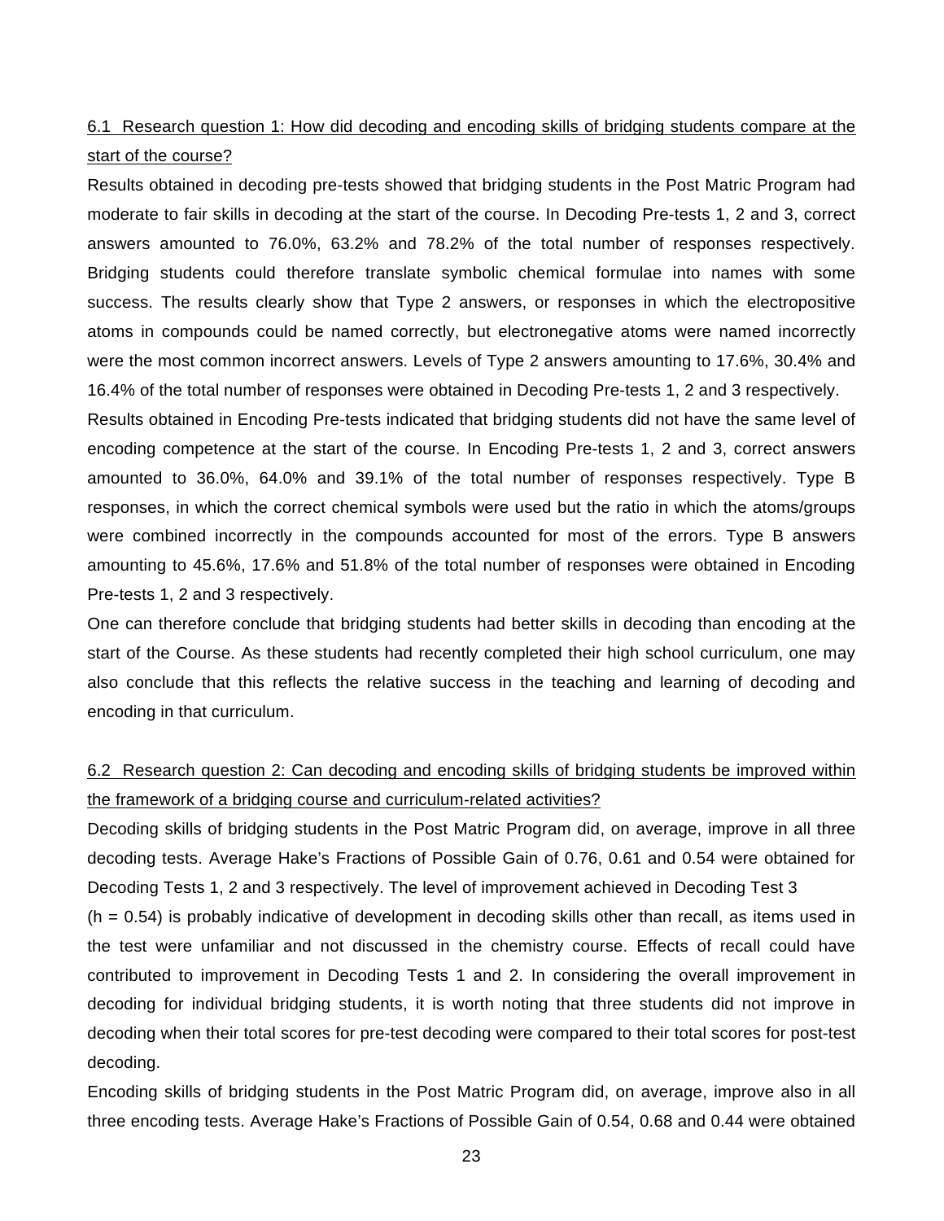### 6.1 Research question 1: How did decoding and encoding skills of bridging students compare at the start of the course?

Results obtained in decoding pre-tests showed that bridging students in the Post Matric Program had moderate to fair skills in decoding at the start of the course. In Decoding Pre-tests 1, 2 and 3, correct answers amounted to 76.0%, 63.2% and 78.2% of the total number of responses respectively. Bridging students could therefore translate symbolic chemical formulae into names with some success. The results clearly show that Type 2 answers, or responses in which the electropositive atoms in compounds could be named correctly, but electronegative atoms were named incorrectly were the most common incorrect answers. Levels of Type 2 answers amounting to 17.6%, 30.4% and 16.4% of the total number of responses were obtained in Decoding Pre-tests 1, 2 and 3 respectively.

Results obtained in Encoding Pre-tests indicated that bridging students did not have the same level of encoding competence at the start of the course. In Encoding Pre-tests 1, 2 and 3, correct answers amounted to 36.0%, 64.0% and 39.1% of the total number of responses respectively. Type B responses, in which the correct chemical symbols were used but the ratio in which the atoms/groups were combined incorrectly in the compounds accounted for most of the errors. Type B answers amounting to 45.6%, 17.6% and 51.8% of the total number of responses were obtained in Encoding Pre-tests 1, 2 and 3 respectively.

One can therefore conclude that bridging students had better skills in decoding than encoding at the start of the Course. As these students had recently completed their high school curriculum, one may also conclude that this reflects the relative success in the teaching and learning of decoding and encoding in that curriculum.

### 6.2 Research question 2: Can decoding and encoding skills of bridging students be improved within the framework of a bridging course and curriculum-related activities?

Decoding skills of bridging students in the Post Matric Program did, on average, improve in all three decoding tests. Average Hake's Fractions of Possible Gain of 0.76, 0.61 and 0.54 were obtained for Decoding Tests 1, 2 and 3 respectively. The level of improvement achieved in Decoding Test 3 ($h = 0.54$) is probably indicative of development in decoding skills other than recall, as items used in the test were unfamiliar and not discussed in the chemistry course. Effects of recall could have contributed to improvement in Decoding Tests 1 and 2. In considering the overall improvement in decoding for individual bridging students, it is worth noting that three students did not improve in decoding when their total scores for pre-test decoding were compared to their total scores for post-test decoding.

Encoding skills of bridging students in the Post Matric Program did, on average, improve also in all three encoding tests. Average Hake's Fractions of Possible Gain of 0.54, 0.68 and 0.44 were obtained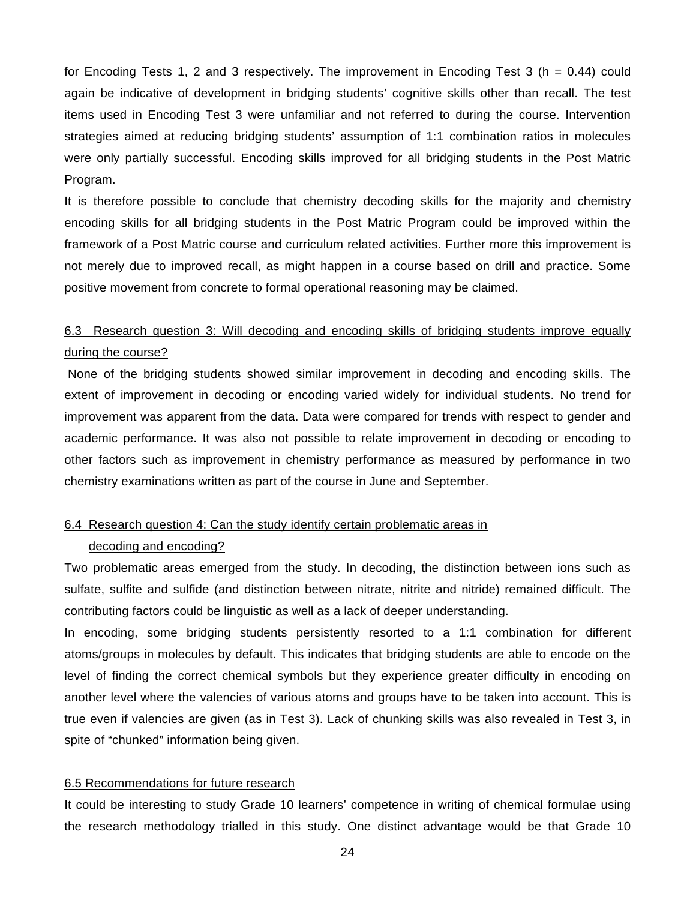for Encoding Tests 1, 2 and 3 respectively. The improvement in Encoding Test 3 ($h = 0.44$) could again be indicative of development in bridging students' cognitive skills other than recall. The test items used in Encoding Test 3 were unfamiliar and not referred to during the course. Intervention strategies aimed at reducing bridging students' assumption of 1:1 combination ratios in molecules were only partially successful. Encoding skills improved for all bridging students in the Post Matric Program.

It is therefore possible to conclude that chemistry decoding skills for the majority and chemistry encoding skills for all bridging students in the Post Matric Program could be improved within the framework of a Post Matric course and curriculum related activities. Further more this improvement is not merely due to improved recall, as might happen in a course based on drill and practice. Some positive movement from concrete to formal operational reasoning may be claimed.

### 6.3 Research question 3: Will decoding and encoding skills of bridging students improve equally during the course?

None of the bridging students showed similar improvement in decoding and encoding skills. The extent of improvement in decoding or encoding varied widely for individual students. No trend for improvement was apparent from the data. Data were compared for trends with respect to gender and academic performance. It was also not possible to relate improvement in decoding or encoding to other factors such as improvement in chemistry performance as measured by performance in two chemistry examinations written as part of the course in June and September.

### 6.4 Research question 4: Can the study identify certain problematic areas in decoding and encoding?

Two problematic areas emerged from the study. In decoding, the distinction between ions such as sulfate, sulfite and sulfide (and distinction between nitrate, nitrite and nitride) remained difficult. The contributing factors could be linguistic as well as a lack of deeper understanding.

In encoding, some bridging students persistently resorted to a 1:1 combination for different atoms/groups in molecules by default. This indicates that bridging students are able to encode on the level of finding the correct chemical symbols but they experience greater difficulty in encoding on another level where the valencies of various atoms and groups have to be taken into account. This is true even if valencies are given (as in Test 3). Lack of chunking skills was also revealed in Test 3, in spite of "chunked" information being given.

### 6.5 Recommendations for future research

It could be interesting to study Grade 10 learners' competence in writing of chemical formulae using the research methodology trialled in this study. One distinct advantage would be that Grade 10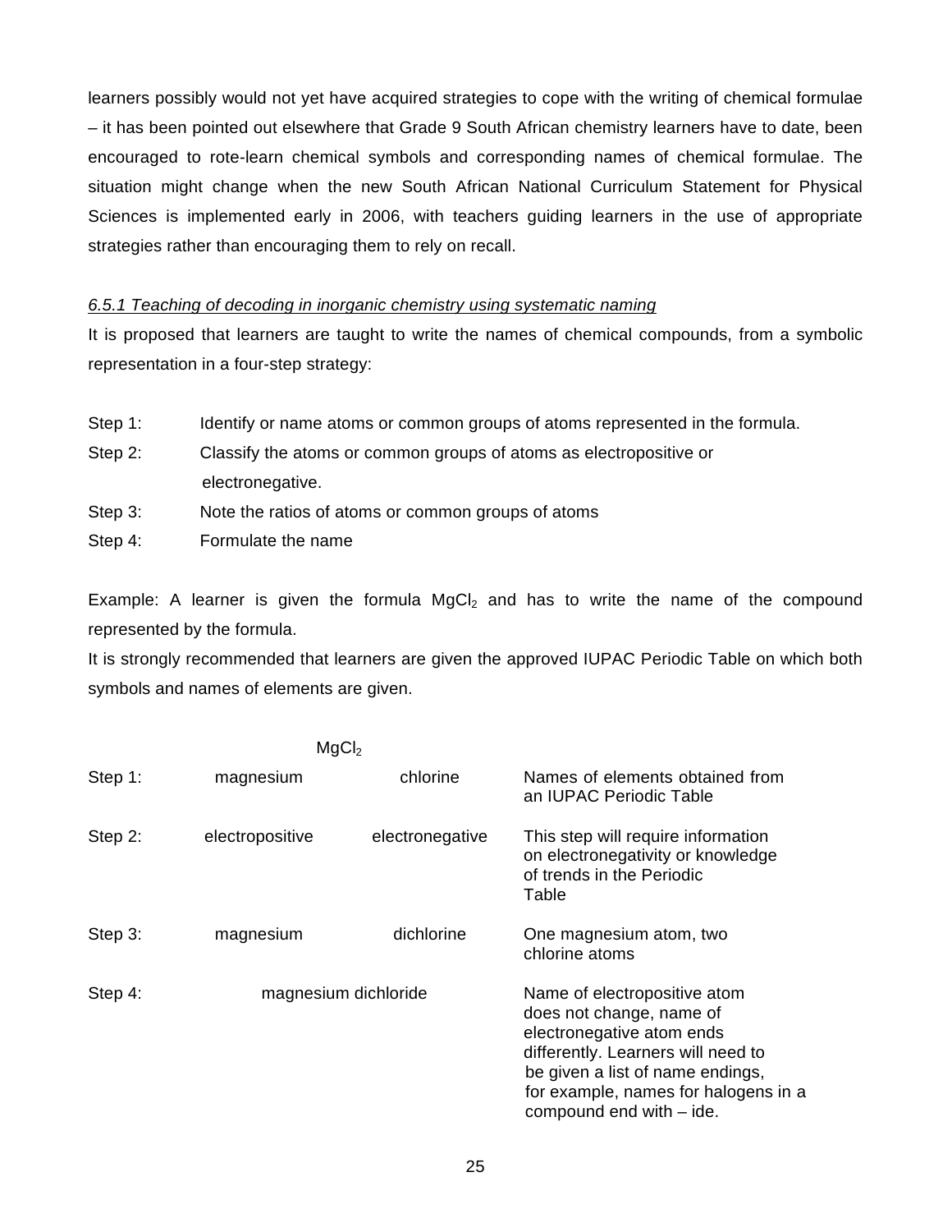learners possibly would not yet have acquired strategies to cope with the writing of chemical formulae – it has been pointed out elsewhere that Grade 9 South African chemistry learners have to date, been encouraged to rote-learn chemical symbols and corresponding names of chemical formulae. The situation might change when the new South African National Curriculum Statement for Physical Sciences is implemented early in 2006, with teachers guiding learners in the use of appropriate strategies rather than encouraging them to rely on recall.

*6.5.1 Teaching of decoding in inorganic chemistry using systematic naming*

It is proposed that learners are taught to write the names of chemical compounds, from a symbolic representation in a four-step strategy:

Step 1: Identify or name atoms or common groups of atoms represented in the formula.

Step 2: Classify the atoms or common groups of atoms as electropositive or electronegative.

Step 3: Note the ratios of atoms or common groups of atoms

Step 4: Formulate the name

Example: A learner is given the formula $MgCl_2$ and has to write the name of the compound represented by the formula.

It is strongly recommended that learners are given the approved IUPAC Periodic Table on which both symbols and names of elements are given.

| | $MgCl_2$ | | |
|---|---|---|---|
| Step 1: | magnesium | chlorine | Names of elements obtained from an IUPAC Periodic Table |
| Step 2: | electropositive | electronegative | This step will require information on electronegativity or knowledge of trends in the Periodic Table |
| Step 3: | magnesium | dichlorine | One magnesium atom, two chlorine atoms |
| Step 4: | magnesium dichloride | | Name of electropositive atom does not change, name of electronegative atom ends differently. Learners will need to be given a list of name endings, for example, names for halogens in a compound end with – ide. |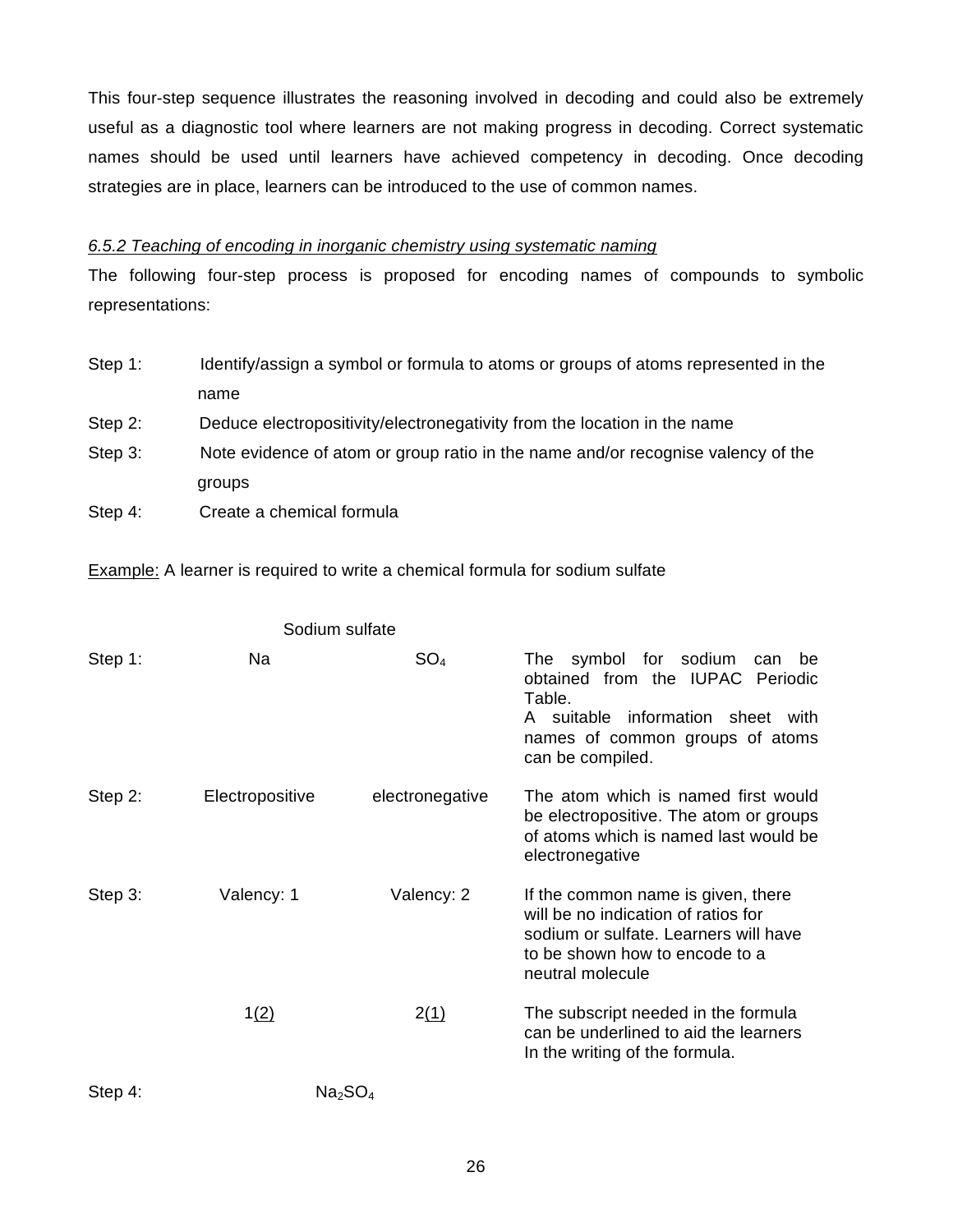This four-step sequence illustrates the reasoning involved in decoding and could also be extremely useful as a diagnostic tool where learners are not making progress in decoding. Correct systematic names should be used until learners have achieved competency in decoding. Once decoding strategies are in place, learners can be introduced to the use of common names.

*6.5.2 Teaching of encoding in inorganic chemistry using systematic naming*

The following four-step process is proposed for encoding names of compounds to symbolic representations:

Step 1: Identify/assign a symbol or formula to atoms or groups of atoms represented in the name

Step 2: Deduce electropositivity/electronegativity from the location in the name

Step 3: Note evidence of atom or group ratio in the name and/or recognise valency of the groups

Step 4: Create a chemical formula

Example: A learner is required to write a chemical formula for sodium sulfate

| | Sodium sulfate | | |
|---|---|---|---|
| Step 1: | Na | $SO_4$ | The symbol for sodium can be obtained from the IUPAC Periodic Table. A suitable information sheet with names of common groups of atoms can be compiled. |
| Step 2: | Electropositive | electronegative | The atom which is named first would be electropositive. The atom or groups of atoms which is named last would be electronegative |
| Step 3: | Valency: 1 | Valency: 2 | If the common name is given, there will be no indication of ratios for sodium or sulfate. Learners will have to be shown how to encode to a neutral molecule |
| | 1(2) | 2(1) | The subscript needed in the formula can be underlined to aid the learners In the writing of the formula. |
| Step 4: | $Na_2SO_4$ | | |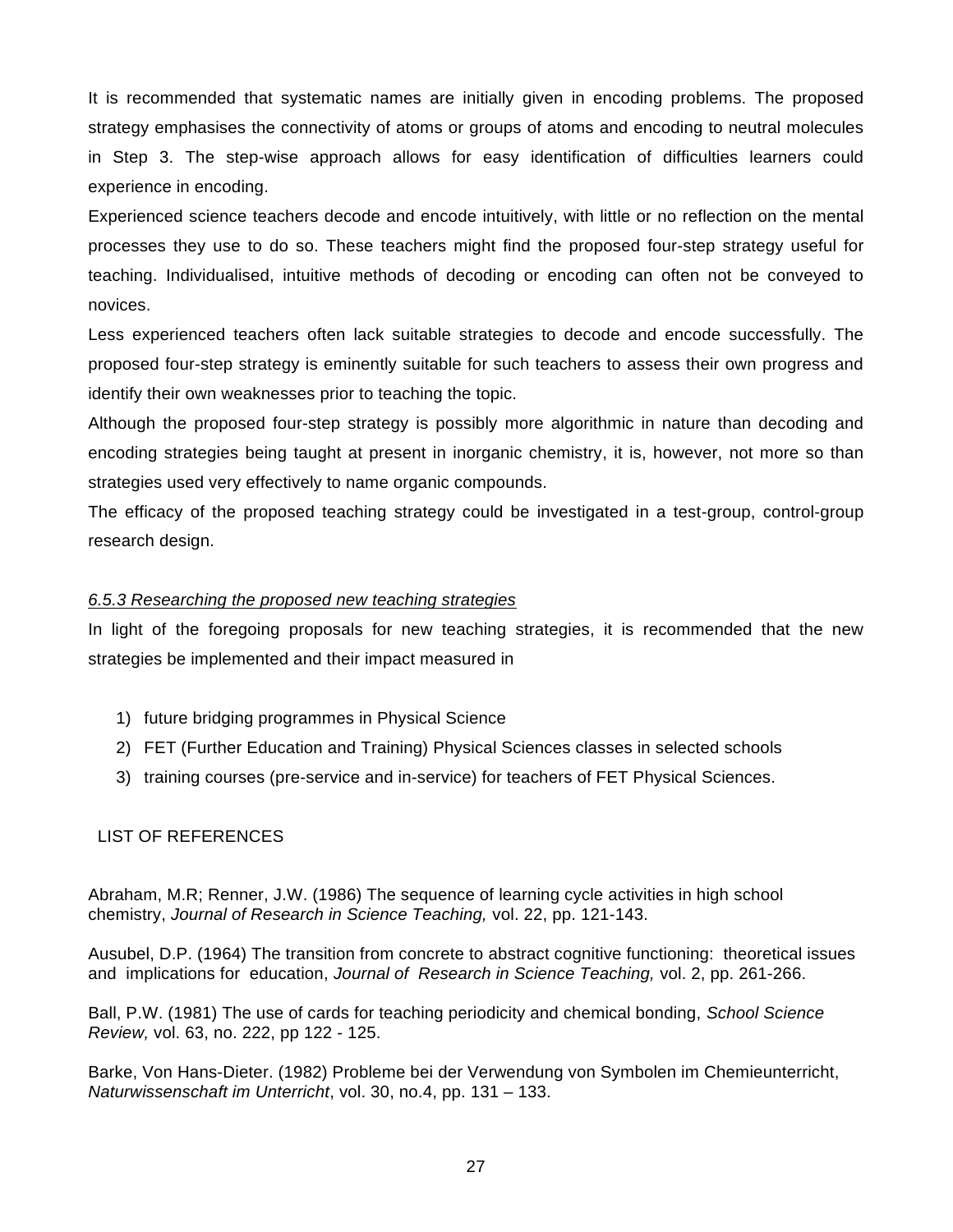It is recommended that systematic names are initially given in encoding problems. The proposed strategy emphasises the connectivity of atoms or groups of atoms and encoding to neutral molecules in Step 3. The step-wise approach allows for easy identification of difficulties learners could experience in encoding.

Experienced science teachers decode and encode intuitively, with little or no reflection on the mental processes they use to do so. These teachers might find the proposed four-step strategy useful for teaching. Individualised, intuitive methods of decoding or encoding can often not be conveyed to novices.

Less experienced teachers often lack suitable strategies to decode and encode successfully. The proposed four-step strategy is eminently suitable for such teachers to assess their own progress and identify their own weaknesses prior to teaching the topic.

Although the proposed four-step strategy is possibly more algorithmic in nature than decoding and encoding strategies being taught at present in inorganic chemistry, it is, however, not more so than strategies used very effectively to name organic compounds.

The efficacy of the proposed teaching strategy could be investigated in a test-group, control-group research design.

#### *6.5.3 Researching the proposed new teaching strategies*

In light of the foregoing proposals for new teaching strategies, it is recommended that the new strategies be implemented and their impact measured in

1) future bridging programmes in Physical Science
2) FET (Further Education and Training) Physical Sciences classes in selected schools
3) training courses (pre-service and in-service) for teachers of FET Physical Sciences.

## LIST OF REFERENCES

Abraham, M.R; Renner, J.W. (1986) The sequence of learning cycle activities in high school chemistry, *Journal of Research in Science Teaching,* vol. 22, pp. 121-143.

Ausubel, D.P. (1964) The transition from concrete to abstract cognitive functioning: theoretical issues and implications for education, *Journal of Research in Science Teaching,* vol. 2, pp. 261-266.

Ball, P.W. (1981) The use of cards for teaching periodicity and chemical bonding, *School Science Review,* vol. 63, no. 222, pp 122 - 125.

Barke, Von Hans-Dieter. (1982) Probleme bei der Verwendung von Symbolen im Chemieunterricht, *Naturwissenschaft im Unterricht*, vol. 30, no.4, pp. 131 – 133.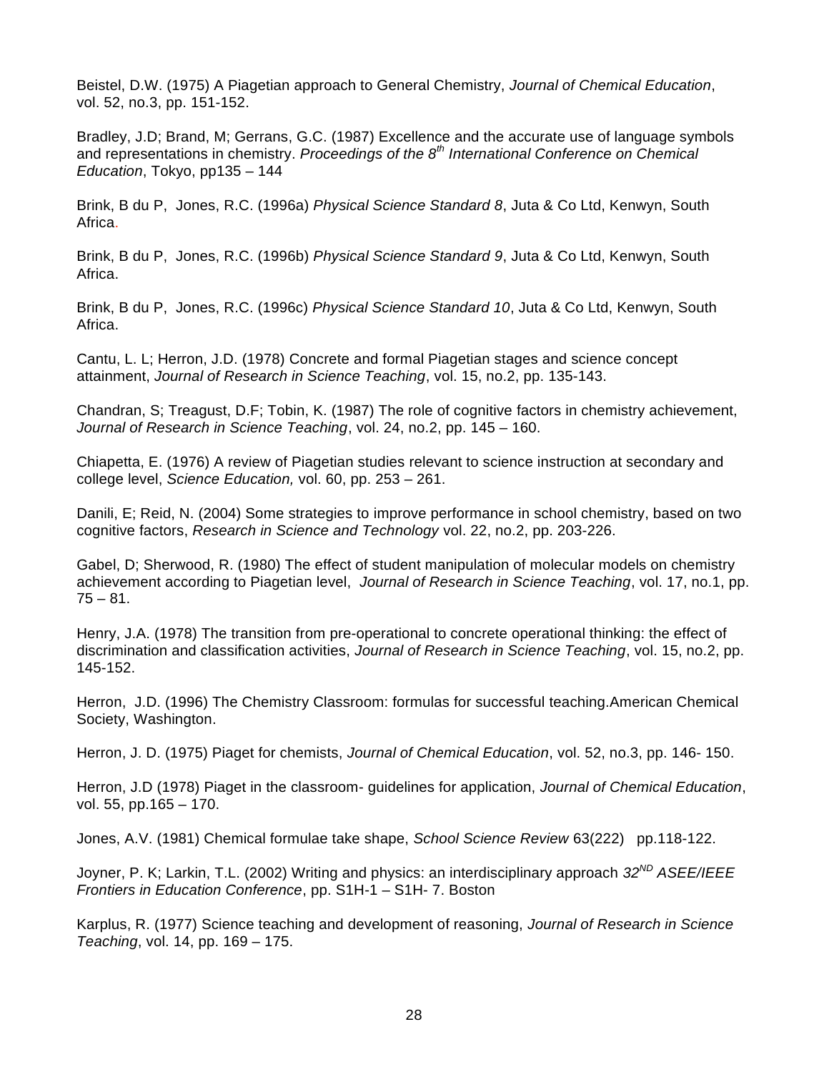Beistel, D.W. (1975) A Piagetian approach to General Chemistry, *Journal of Chemical Education*, vol. 52, no.3, pp. 151-152.

Bradley, J.D; Brand, M; Gerrans, G.C. (1987) Excellence and the accurate use of language symbols and representations in chemistry. *Proceedings of the 8th International Conference on Chemical Education*, Tokyo, pp135 – 144

Brink, B du P, Jones, R.C. (1996a) *Physical Science Standard 8*, Juta & Co Ltd, Kenwyn, South Africa.

Brink, B du P, Jones, R.C. (1996b) *Physical Science Standard 9*, Juta & Co Ltd, Kenwyn, South Africa.

Brink, B du P, Jones, R.C. (1996c) *Physical Science Standard 10*, Juta & Co Ltd, Kenwyn, South Africa.

Cantu, L. L; Herron, J.D. (1978) Concrete and formal Piagetian stages and science concept attainment, *Journal of Research in Science Teaching*, vol. 15, no.2, pp. 135-143.

Chandran, S; Treagust, D.F; Tobin, K. (1987) The role of cognitive factors in chemistry achievement, *Journal of Research in Science Teaching*, vol. 24, no.2, pp. 145 – 160.

Chiapetta, E. (1976) A review of Piagetian studies relevant to science instruction at secondary and college level, *Science Education,* vol. 60, pp. 253 – 261.

Danili, E; Reid, N. (2004) Some strategies to improve performance in school chemistry, based on two cognitive factors, *Research in Science and Technology* vol. 22, no.2, pp. 203-226.

Gabel, D; Sherwood, R. (1980) The effect of student manipulation of molecular models on chemistry achievement according to Piagetian level, *Journal of Research in Science Teaching*, vol. 17, no.1, pp. 75 – 81.

Henry, J.A. (1978) The transition from pre-operational to concrete operational thinking: the effect of discrimination and classification activities, *Journal of Research in Science Teaching*, vol. 15, no.2, pp. 145-152.

Herron, J.D. (1996) The Chemistry Classroom: formulas for successful teaching.American Chemical Society, Washington.

Herron, J. D. (1975) Piaget for chemists, *Journal of Chemical Education*, vol. 52, no.3, pp. 146- 150.

Herron, J.D (1978) Piaget in the classroom- guidelines for application, *Journal of Chemical Education*, vol. 55, pp.165 – 170.

Jones, A.V. (1981) Chemical formulae take shape, *School Science Review* 63(222) pp.118-122.

Joyner, P. K; Larkin, T.L. (2002) Writing and physics: an interdisciplinary approach *32ND ASEE/IEEE Frontiers in Education Conference*, pp. S1H-1 – S1H- 7. Boston

Karplus, R. (1977) Science teaching and development of reasoning, *Journal of Research in Science Teaching*, vol. 14, pp. 169 – 175.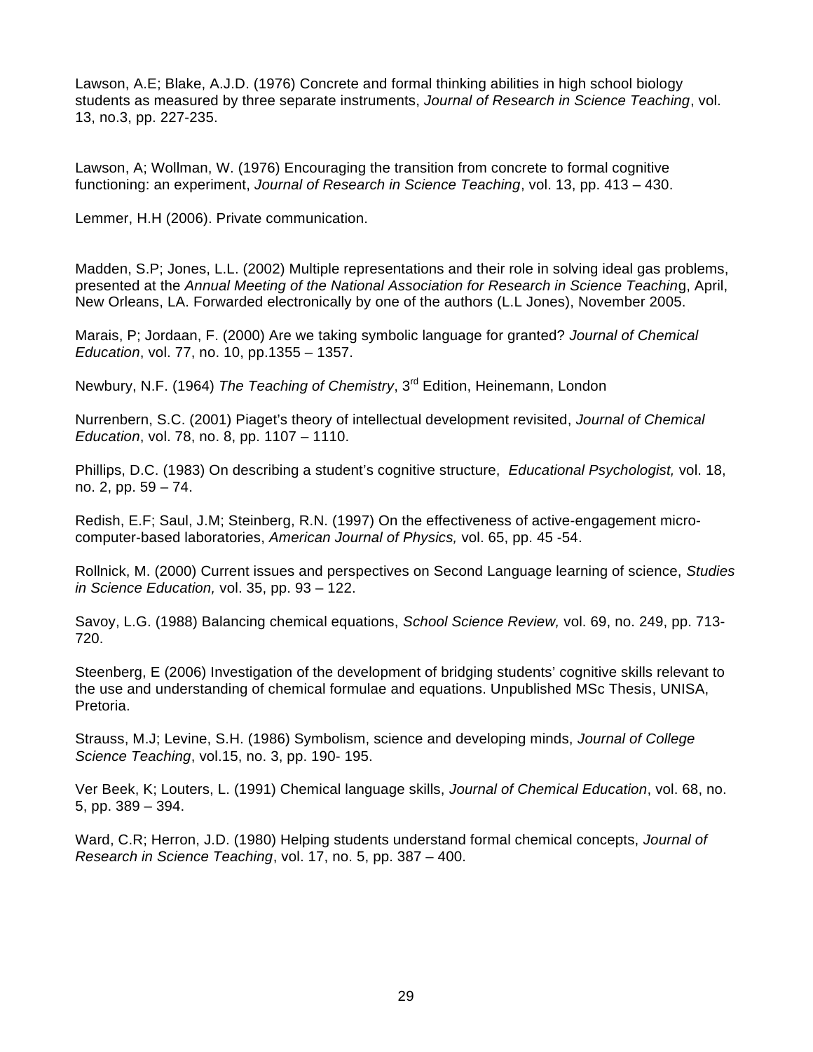Lawson, A.E; Blake, A.J.D. (1976) Concrete and formal thinking abilities in high school biology students as measured by three separate instruments, *Journal of Research in Science Teaching*, vol. 13, no.3, pp. 227-235.

Lawson, A; Wollman, W. (1976) Encouraging the transition from concrete to formal cognitive functioning: an experiment, *Journal of Research in Science Teaching*, vol. 13, pp. 413 – 430.

Lemmer, H.H (2006). Private communication.

Madden, S.P; Jones, L.L. (2002) Multiple representations and their role in solving ideal gas problems, presented at the *Annual Meeting of the National Association for Research in Science Teaching*, April, New Orleans, LA. Forwarded electronically by one of the authors (L.L Jones), November 2005.

Marais, P; Jordaan, F. (2000) Are we taking symbolic language for granted? *Journal of Chemical Education*, vol. 77, no. 10, pp.1355 – 1357.

Newbury, N.F. (1964) *The Teaching of Chemistry*, 3rd Edition, Heinemann, London

Nurrenbern, S.C. (2001) Piaget's theory of intellectual development revisited, *Journal of Chemical Education*, vol. 78, no. 8, pp. 1107 – 1110.

Phillips, D.C. (1983) On describing a student's cognitive structure, *Educational Psychologist,* vol. 18, no. 2, pp. 59 – 74.

Redish, E.F; Saul, J.M; Steinberg, R.N. (1997) On the effectiveness of active-engagement micro-computer-based laboratories, *American Journal of Physics,* vol. 65, pp. 45 -54.

Rollnick, M. (2000) Current issues and perspectives on Second Language learning of science, *Studies in Science Education,* vol. 35, pp. 93 – 122.

Savoy, L.G. (1988) Balancing chemical equations, *School Science Review,* vol. 69, no. 249, pp. 713-720.

Steenberg, E (2006) Investigation of the development of bridging students' cognitive skills relevant to the use and understanding of chemical formulae and equations. Unpublished MSc Thesis, UNISA, Pretoria.

Strauss, M.J; Levine, S.H. (1986) Symbolism, science and developing minds, *Journal of College Science Teaching*, vol.15, no. 3, pp. 190- 195.

Ver Beek, K; Louters, L. (1991) Chemical language skills, *Journal of Chemical Education*, vol. 68, no. 5, pp. 389 – 394.

Ward, C.R; Herron, J.D. (1980) Helping students understand formal chemical concepts, *Journal of Research in Science Teaching*, vol. 17, no. 5, pp. 387 – 400.